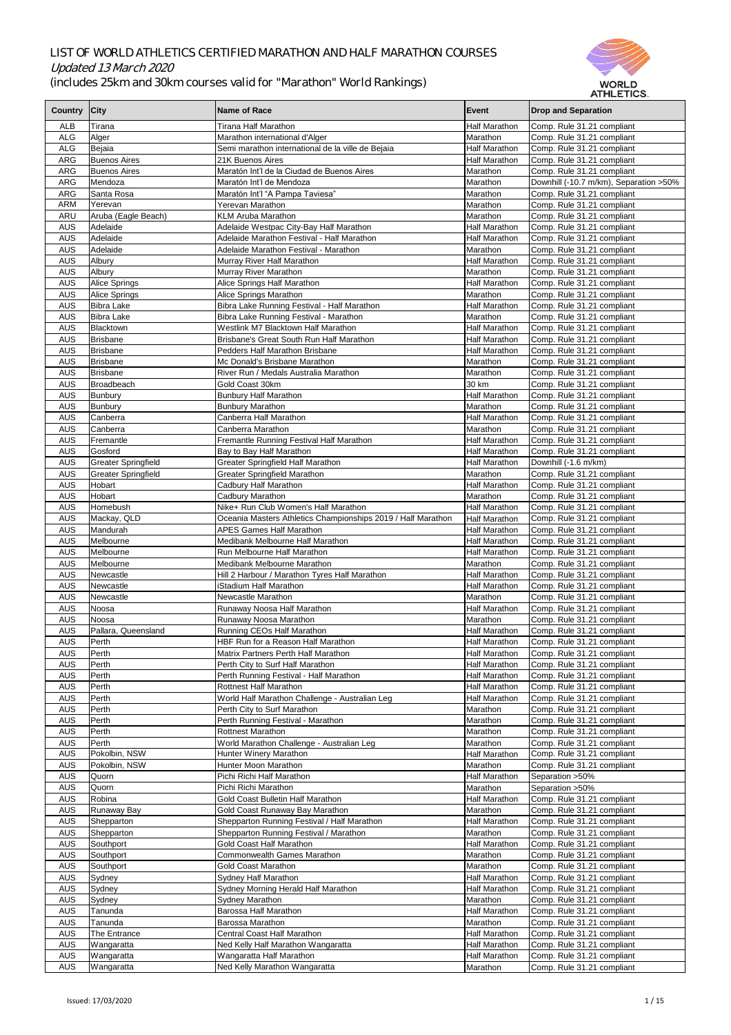# LIST OF WORLD ATHLETICS CERTIFIED MARATHON AND HALF MARATHON COURSES

*Updated 13 March 2020*

(includes 25km and 30km courses valid for "Marathon" World Rankings)

| Country | City | Name of Race | Event | Drop and Separation |
|---|---|---|---|---|
| ALB | Tirana | Tirana Half Marathon | Half Marathon | Comp. Rule 31.21 compliant |
| ALG | Alger | Marathon international d'Alger | Marathon | Comp. Rule 31.21 compliant |
| ALG | Bejaia | Semi marathon international de la ville de Bejaia | Half Marathon | Comp. Rule 31.21 compliant |
| ARG | Buenos Aires | 21K Buenos Aires | Half Marathon | Comp. Rule 31.21 compliant |
| ARG | Buenos Aires | Maratón Int'l de la Ciudad de Buenos Aires | Marathon | Comp. Rule 31.21 compliant |
| ARG | Mendoza | Maratón Int'l de Mendoza | Marathon | Downhill (-10.7 m/km), Separation >50% |
| ARG | Santa Rosa | Maratón Int'l "A Pampa Taviesa" | Marathon | Comp. Rule 31.21 compliant |
| ARM | Yerevan | Yerevan Marathon | Marathon | Comp. Rule 31.21 compliant |
| ARU | Aruba (Eagle Beach) | KLM Aruba Marathon | Marathon | Comp. Rule 31.21 compliant |
| AUS | Adelaide | Adelaide Westpac City-Bay Half Marathon | Half Marathon | Comp. Rule 31.21 compliant |
| AUS | Adelaide | Adelaide Marathon Festival - Half Marathon | Half Marathon | Comp. Rule 31.21 compliant |
| AUS | Adelaide | Adelaide Marathon Festival - Marathon | Marathon | Comp. Rule 31.21 compliant |
| AUS | Albury | Murray River Half Marathon | Half Marathon | Comp. Rule 31.21 compliant |
| AUS | Albury | Murray River Marathon | Marathon | Comp. Rule 31.21 compliant |
| AUS | Alice Springs | Alice Springs Half Marathon | Half Marathon | Comp. Rule 31.21 compliant |
| AUS | Alice Springs | Alice Springs Marathon | Marathon | Comp. Rule 31.21 compliant |
| AUS | Bibra Lake | Bibra Lake Running Festival - Half Marathon | Half Marathon | Comp. Rule 31.21 compliant |
| AUS | Bibra Lake | Bibra Lake Running Festival - Marathon | Marathon | Comp. Rule 31.21 compliant |
| AUS | Blacktown | Westlink M7 Blacktown Half Marathon | Half Marathon | Comp. Rule 31.21 compliant |
| AUS | Brisbane | Brisbane's Great South Run Half Marathon | Half Marathon | Comp. Rule 31.21 compliant |
| AUS | Brisbane | Pedders Half Marathon Brisbane | Half Marathon | Comp. Rule 31.21 compliant |
| AUS | Brisbane | Mc Donald's Brisbane Marathon | Marathon | Comp. Rule 31.21 compliant |
| AUS | Brisbane | River Run / Medals Australia Marathon | Marathon | Comp. Rule 31.21 compliant |
| AUS | Broadbeach | Gold Coast 30km | 30 km | Comp. Rule 31.21 compliant |
| AUS | Bunbury | Bunbury Half Marathon | Half Marathon | Comp. Rule 31.21 compliant |
| AUS | Bunbury | Bunbury Marathon | Marathon | Comp. Rule 31.21 compliant |
| AUS | Canberra | Canberra Half Marathon | Half Marathon | Comp. Rule 31.21 compliant |
| AUS | Canberra | Canberra Marathon | Marathon | Comp. Rule 31.21 compliant |
| AUS | Fremantle | Fremantle Running Festival Half Marathon | Half Marathon | Comp. Rule 31.21 compliant |
| AUS | Gosford | Bay to Bay Half Marathon | Half Marathon | Comp. Rule 31.21 compliant |
| AUS | Greater Springfield | Greater Springfield Half Marathon | Half Marathon | Downhill (-1.6 m/km) |
| AUS | Greater Springfield | Greater Springfield Marathon | Marathon | Comp. Rule 31.21 compliant |
| AUS | Hobart | Cadbury Half Marathon | Half Marathon | Comp. Rule 31.21 compliant |
| AUS | Hobart | Cadbury Marathon | Marathon | Comp. Rule 31.21 compliant |
| AUS | Homebush | Nike+ Run Club Women's Half Marathon | Half Marathon | Comp. Rule 31.21 compliant |
| AUS | Mackay, QLD | Oceania Masters Athletics Championships 2019 / Half Marathon | Half Marathon | Comp. Rule 31.21 compliant |
| AUS | Mandurah | APES Games Half Marathon | Half Marathon | Comp. Rule 31.21 compliant |
| AUS | Melbourne | Medibank Melbourne Half Marathon | Half Marathon | Comp. Rule 31.21 compliant |
| AUS | Melbourne | Run Melbourne Half Marathon | Half Marathon | Comp. Rule 31.21 compliant |
| AUS | Melbourne | Medibank Melbourne Marathon | Marathon | Comp. Rule 31.21 compliant |
| AUS | Newcastle | Hill 2 Harbour / Marathon Tyres Half Marathon | Half Marathon | Comp. Rule 31.21 compliant |
| AUS | Newcastle | iStadium Half Marathon | Half Marathon | Comp. Rule 31.21 compliant |
| AUS | Newcastle | Newcastle Marathon | Marathon | Comp. Rule 31.21 compliant |
| AUS | Noosa | Runaway Noosa Half Marathon | Half Marathon | Comp. Rule 31.21 compliant |
| AUS | Noosa | Runaway Noosa Marathon | Marathon | Comp. Rule 31.21 compliant |
| AUS | Pallara, Queensland | Running CEOs Half Marathon | Half Marathon | Comp. Rule 31.21 compliant |
| AUS | Perth | HBF Run for a Reason Half Marathon | Half Marathon | Comp. Rule 31.21 compliant |
| AUS | Perth | Matrix Partners Perth Half Marathon | Half Marathon | Comp. Rule 31.21 compliant |
| AUS | Perth | Perth City to Surf Half Marathon | Half Marathon | Comp. Rule 31.21 compliant |
| AUS | Perth | Perth Running Festival - Half Marathon | Half Marathon | Comp. Rule 31.21 compliant |
| AUS | Perth | Rottnest Half Marathon | Half Marathon | Comp. Rule 31.21 compliant |
| AUS | Perth | World Half Marathon Challenge - Australian Leg | Half Marathon | Comp. Rule 31.21 compliant |
| AUS | Perth | Perth City to Surf Marathon | Marathon | Comp. Rule 31.21 compliant |
| AUS | Perth | Perth Running Festival - Marathon | Marathon | Comp. Rule 31.21 compliant |
| AUS | Perth | Rottnest Marathon | Marathon | Comp. Rule 31.21 compliant |
| AUS | Perth | World Marathon Challenge - Australian Leg | Marathon | Comp. Rule 31.21 compliant |
| AUS | Pokolbin, NSW | Hunter Winery Marathon | Half Marathon | Comp. Rule 31.21 compliant |
| AUS | Pokolbin, NSW | Hunter Moon Marathon | Marathon | Comp. Rule 31.21 compliant |
| AUS | Quorn | Pichi Richi Half Marathon | Half Marathon | Separation >50% |
| AUS | Quorn | Pichi Richi Marathon | Marathon | Separation >50% |
| AUS | Robina | Gold Coast Bulletin Half Marathon | Half Marathon | Comp. Rule 31.21 compliant |
| AUS | Runaway Bay | Gold Coast Runaway Bay Marathon | Marathon | Comp. Rule 31.21 compliant |
| AUS | Shepparton | Shepparton Running Festival / Half Marathon | Half Marathon | Comp. Rule 31.21 compliant |
| AUS | Shepparton | Shepparton Running Festival / Marathon | Marathon | Comp. Rule 31.21 compliant |
| AUS | Southport | Gold Coast Half Marathon | Half Marathon | Comp. Rule 31.21 compliant |
| AUS | Southport | Commonwealth Games Marathon | Marathon | Comp. Rule 31.21 compliant |
| AUS | Southport | Gold Coast Marathon | Marathon | Comp. Rule 31.21 compliant |
| AUS | Sydney | Sydney Half Marathon | Half Marathon | Comp. Rule 31.21 compliant |
| AUS | Sydney | Sydney Morning Herald Half Marathon | Half Marathon | Comp. Rule 31.21 compliant |
| AUS | Sydney | Sydney Marathon | Marathon | Comp. Rule 31.21 compliant |
| AUS | Tanunda | Barossa Half Marathon | Half Marathon | Comp. Rule 31.21 compliant |
| AUS | Tanunda | Barossa Marathon | Marathon | Comp. Rule 31.21 compliant |
| AUS | The Entrance | Central Coast Half Marathon | Half Marathon | Comp. Rule 31.21 compliant |
| AUS | Wangaratta | Ned Kelly Half Marathon Wangaratta | Half Marathon | Comp. Rule 31.21 compliant |
| AUS | Wangaratta | Wangaratta Half Marathon | Half Marathon | Comp. Rule 31.21 compliant |
| AUS | Wangaratta | Ned Kelly Marathon Wangaratta | Marathon | Comp. Rule 31.21 compliant |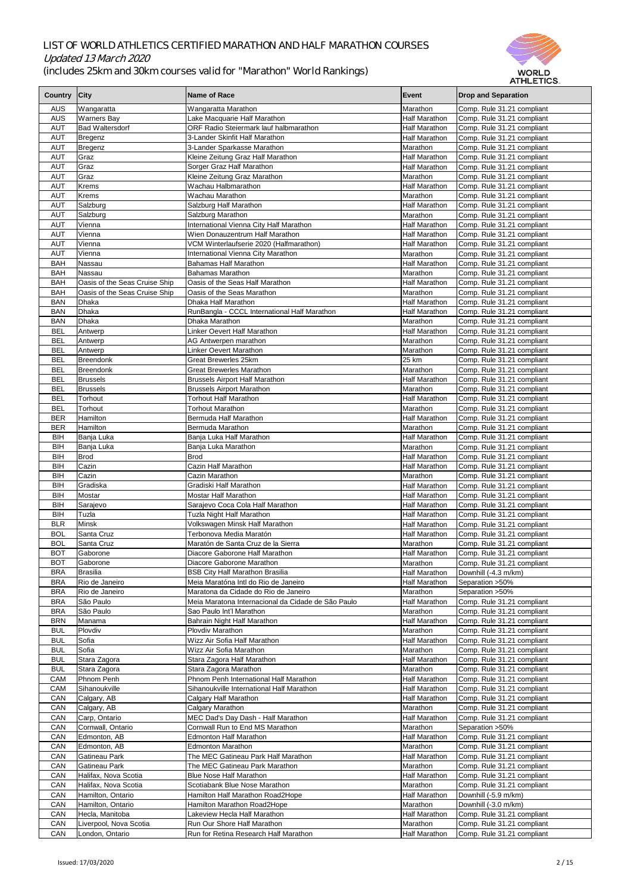# LIST OF WORLD ATHLETICS CERTIFIED MARATHON AND HALF MARATHON COURSES

*Updated 13 March 2020*

(includes 25km and 30km courses valid for "Marathon" World Rankings)

| Country | City | Name of Race | Event | Drop and Separation |
|---|---|---|---|---|
| AUS | Wangaratta | Wangaratta Marathon | Marathon | Comp. Rule 31.21 compliant |
| AUS | Warners Bay | Lake Macquarie Half Marathon | Half Marathon | Comp. Rule 31.21 compliant |
| AUT | Bad Waltersdorf | ORF Radio Steiermark lauf halbmarathon | Half Marathon | Comp. Rule 31.21 compliant |
| AUT | Bregenz | 3-Lander Skinfit Half Marathon | Half Marathon | Comp. Rule 31.21 compliant |
| AUT | Bregenz | 3-Lander Sparkasse Marathon | Marathon | Comp. Rule 31.21 compliant |
| AUT | Graz | Kleine Zeitung Graz Half Marathon | Half Marathon | Comp. Rule 31.21 compliant |
| AUT | Graz | Sorger Graz Half Marathon | Half Marathon | Comp. Rule 31.21 compliant |
| AUT | Graz | Kleine Zeitung Graz Marathon | Marathon | Comp. Rule 31.21 compliant |
| AUT | Krems | Wachau Halbmarathon | Half Marathon | Comp. Rule 31.21 compliant |
| AUT | Krems | Wachau Marathon | Marathon | Comp. Rule 31.21 compliant |
| AUT | Salzburg | Salzburg Half Marathon | Half Marathon | Comp. Rule 31.21 compliant |
| AUT | Salzburg | Salzburg Marathon | Marathon | Comp. Rule 31.21 compliant |
| AUT | Vienna | International Vienna City Half Marathon | Half Marathon | Comp. Rule 31.21 compliant |
| AUT | Vienna | Wien Donauzentrum Half Marathon | Half Marathon | Comp. Rule 31.21 compliant |
| AUT | Vienna | VCM Winterlaufserie 2020 (Halfmarathon) | Half Marathon | Comp. Rule 31.21 compliant |
| AUT | Vienna | International Vienna City Marathon | Marathon | Comp. Rule 31.21 compliant |
| BAH | Nassau | Bahamas Half Marathon | Half Marathon | Comp. Rule 31.21 compliant |
| BAH | Nassau | Bahamas Marathon | Marathon | Comp. Rule 31.21 compliant |
| BAH | Oasis of the Seas Cruise Ship | Oasis of the Seas Half Marathon | Half Marathon | Comp. Rule 31.21 compliant |
| BAH | Oasis of the Seas Cruise Ship | Oasis of the Seas Marathon | Marathon | Comp. Rule 31.21 compliant |
| BAN | Dhaka | Dhaka Half Marathon | Half Marathon | Comp. Rule 31.21 compliant |
| BAN | Dhaka | RunBangla - CCCL International Half Marathon | Half Marathon | Comp. Rule 31.21 compliant |
| BAN | Dhaka | Dhaka Marathon | Marathon | Comp. Rule 31.21 compliant |
| BEL | Antwerp | Linker Oevert Half Marathon | Half Marathon | Comp. Rule 31.21 compliant |
| BEL | Antwerp | AG Antwerpen marathon | Marathon | Comp. Rule 31.21 compliant |
| BEL | Antwerp | Linker Oevert Marathon | Marathon | Comp. Rule 31.21 compliant |
| BEL | Breendonk | Great Brewerles 25km | 25 km | Comp. Rule 31.21 compliant |
| BEL | Breendonk | Great Brewerles Marathon | Marathon | Comp. Rule 31.21 compliant |
| BEL | Brussels | Brussels Airport Half Marathon | Half Marathon | Comp. Rule 31.21 compliant |
| BEL | Brussels | Brussels Airport Marathon | Marathon | Comp. Rule 31.21 compliant |
| BEL | Torhout | Torhout Half Marathon | Half Marathon | Comp. Rule 31.21 compliant |
| BEL | Torhout | Torhout Marathon | Marathon | Comp. Rule 31.21 compliant |
| BER | Hamilton | Bermuda Half Marathon | Half Marathon | Comp. Rule 31.21 compliant |
| BER | Hamilton | Bermuda Marathon | Marathon | Comp. Rule 31.21 compliant |
| BIH | Banja Luka | Banja Luka Half Marathon | Half Marathon | Comp. Rule 31.21 compliant |
| BIH | Banja Luka | Banja Luka Marathon | Marathon | Comp. Rule 31.21 compliant |
| BIH | Brod | Brod | Half Marathon | Comp. Rule 31.21 compliant |
| BIH | Cazin | Cazin Half Marathon | Half Marathon | Comp. Rule 31.21 compliant |
| BIH | Cazin | Cazin Marathon | Marathon | Comp. Rule 31.21 compliant |
| BIH | Gradiska | Gradiski Half Marathon | Half Marathon | Comp. Rule 31.21 compliant |
| BIH | Mostar | Mostar Half Marathon | Half Marathon | Comp. Rule 31.21 compliant |
| BIH | Sarajevo | Sarajevo Coca Cola Half Marathon | Half Marathon | Comp. Rule 31.21 compliant |
| BIH | Tuzla | Tuzla Night Half Marathon | Half Marathon | Comp. Rule 31.21 compliant |
| BLR | Minsk | Volkswagen Minsk Half Marathon | Half Marathon | Comp. Rule 31.21 compliant |
| BOL | Santa Cruz | Terbonova Media Maratón | Half Marathon | Comp. Rule 31.21 compliant |
| BOL | Santa Cruz | Maratón de Santa Cruz de la Sierra | Marathon | Comp. Rule 31.21 compliant |
| BOT | Gaborone | Diacore Gaborone Half Marathon | Half Marathon | Comp. Rule 31.21 compliant |
| BOT | Gaborone | Diacore Gaborone Marathon | Marathon | Comp. Rule 31.21 compliant |
| BRA | Brasilia | BSB City Half Marathon Brasilia | Half Marathon | Downhill (-4.3 m/km) |
| BRA | Rio de Janeiro | Meia Maratóna Intl do Rio de Janeiro | Half Marathon | Separation >50% |
| BRA | Rio de Janeiro | Maratona da Cidade do Rio de Janeiro | Marathon | Separation >50% |
| BRA | São Paulo | Meia Maratona Internacional da Cidade de São Paulo | Half Marathon | Comp. Rule 31.21 compliant |
| BRA | São Paulo | Sao Paulo Int'l Marathon | Marathon | Comp. Rule 31.21 compliant |
| BRN | Manama | Bahrain Night Half Marathon | Half Marathon | Comp. Rule 31.21 compliant |
| BUL | Plovdiv | Plovdiv Marathon | Marathon | Comp. Rule 31.21 compliant |
| BUL | Sofia | Wizz Air Sofia Half Marathon | Half Marathon | Comp. Rule 31.21 compliant |
| BUL | Sofia | Wizz Air Sofia Marathon | Marathon | Comp. Rule 31.21 compliant |
| BUL | Stara Zagora | Stara Zagora Half Marathon | Half Marathon | Comp. Rule 31.21 compliant |
| BUL | Stara Zagora | Stara Zagora Marathon | Marathon | Comp. Rule 31.21 compliant |
| CAM | Phnom Penh | Phnom Penh International Half Marathon | Half Marathon | Comp. Rule 31.21 compliant |
| CAM | Sihanoukville | Sihanoukville International Half Marathon | Half Marathon | Comp. Rule 31.21 compliant |
| CAN | Calgary, AB | Calgary Half Marathon | Half Marathon | Comp. Rule 31.21 compliant |
| CAN | Calgary, AB | Calgary Marathon | Marathon | Comp. Rule 31.21 compliant |
| CAN | Carp, Ontario | MEC Dad's Day Dash - Half Marathon | Half Marathon | Comp. Rule 31.21 compliant |
| CAN | Cornwall, Ontario | Cornwall Run to End MS Marathon | Marathon | Separation >50% |
| CAN | Edmonton, AB | Edmonton Half Marathon | Half Marathon | Comp. Rule 31.21 compliant |
| CAN | Edmonton, AB | Edmonton Marathon | Marathon | Comp. Rule 31.21 compliant |
| CAN | Gatineau Park | The MEC Gatineau Park Half Marathon | Half Marathon | Comp. Rule 31.21 compliant |
| CAN | Gatineau Park | The MEC Gatineau Park Marathon | Marathon | Comp. Rule 31.21 compliant |
| CAN | Halifax, Nova Scotia | Blue Nose Half Marathon | Half Marathon | Comp. Rule 31.21 compliant |
| CAN | Halifax, Nova Scotia | Scotiabank Blue Nose Marathon | Marathon | Comp. Rule 31.21 compliant |
| CAN | Hamilton, Ontario | Hamilton Half Marathon Road2Hope | Half Marathon | Downhill (-5.9 m/km) |
| CAN | Hamilton, Ontario | Hamilton Marathon Road2Hope | Marathon | Downhill (-3.0 m/km) |
| CAN | Hecla, Manitoba | Lakeview Hecla Half Marathon | Half Marathon | Comp. Rule 31.21 compliant |
| CAN | Liverpool, Nova Scotia | Run Our Shore Half Marathon | Marathon | Comp. Rule 31.21 compliant |
| CAN | London, Ontario | Run for Retina Research Half Marathon | Half Marathon | Comp. Rule 31.21 compliant |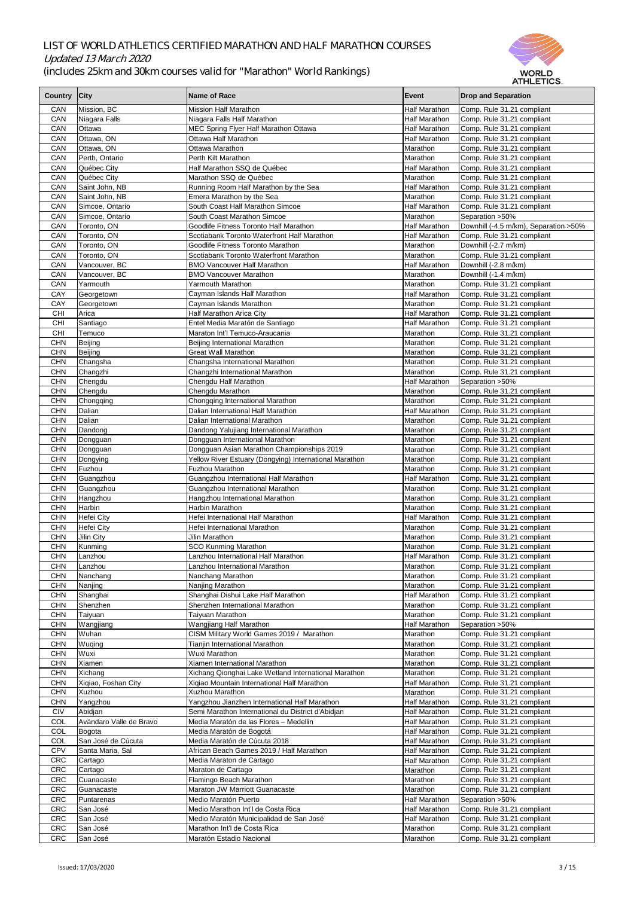# LIST OF WORLD ATHLETICS CERTIFIED MARATHON AND HALF MARATHON COURSES

*Updated 13 March 2020*

(includes 25km and 30km courses valid for "Marathon" World Rankings)

| Country | City | Name of Race | Event | Drop and Separation |
|---|---|---|---|---|
| CAN | Mission, BC | Mission Half Marathon | Half Marathon | Comp. Rule 31.21 compliant |
| CAN | Niagara Falls | Niagara Falls Half Marathon | Half Marathon | Comp. Rule 31.21 compliant |
| CAN | Ottawa | MEC Spring Flyer Half Marathon Ottawa | Half Marathon | Comp. Rule 31.21 compliant |
| CAN | Ottawa, ON | Ottawa Half Marathon | Half Marathon | Comp. Rule 31.21 compliant |
| CAN | Ottawa, ON | Ottawa Marathon | Marathon | Comp. Rule 31.21 compliant |
| CAN | Perth, Ontario | Perth Kilt Marathon | Marathon | Comp. Rule 31.21 compliant |
| CAN | Québec City | Half Marathon SSQ de Québec | Half Marathon | Comp. Rule 31.21 compliant |
| CAN | Québec City | Marathon SSQ de Québec | Marathon | Comp. Rule 31.21 compliant |
| CAN | Saint John, NB | Running Room Half Marathon by the Sea | Half Marathon | Comp. Rule 31.21 compliant |
| CAN | Saint John, NB | Emera Marathon by the Sea | Marathon | Comp. Rule 31.21 compliant |
| CAN | Simcoe, Ontario | South Coast Half Marathon Simcoe | Half Marathon | Comp. Rule 31.21 compliant |
| CAN | Simcoe, Ontario | South Coast Marathon Simcoe | Marathon | Separation >50% |
| CAN | Toronto, ON | Goodlife Fitness Toronto Half Marathon | Half Marathon | Downhill (-4.5 m/km), Separation >50% |
| CAN | Toronto, ON | Scotiabank Toronto Waterfront Half Marathon | Half Marathon | Comp. Rule 31.21 compliant |
| CAN | Toronto, ON | Goodlife Fitness Toronto Marathon | Marathon | Downhill (-2.7 m/km) |
| CAN | Toronto, ON | Scotiabank Toronto Waterfront Marathon | Marathon | Comp. Rule 31.21 compliant |
| CAN | Vancouver, BC | BMO Vancouver Half Marathon | Half Marathon | Downhill (-2.8 m/km) |
| CAN | Vancouver, BC | BMO Vancouver Marathon | Marathon | Downhill (-1.4 m/km) |
| CAN | Yarmouth | Yarmouth Marathon | Marathon | Comp. Rule 31.21 compliant |
| CAY | Georgetown | Cayman Islands Half Marathon | Half Marathon | Comp. Rule 31.21 compliant |
| CAY | Georgetown | Cayman Islands Marathon | Marathon | Comp. Rule 31.21 compliant |
| CHI | Arica | Half Marathon Arica City | Half Marathon | Comp. Rule 31.21 compliant |
| CHI | Santiago | Entel Media Maratón de Santiago | Half Marathon | Comp. Rule 31.21 compliant |
| CHI | Temuco | Maraton Int'l Temuco-Araucania | Marathon | Comp. Rule 31.21 compliant |
| CHN | Beijing | Beijing International Marathon | Marathon | Comp. Rule 31.21 compliant |
| CHN | Beijing | Great Wall Marathon | Marathon | Comp. Rule 31.21 compliant |
| CHN | Changsha | Changsha International Marathon | Marathon | Comp. Rule 31.21 compliant |
| CHN | Changzhi | Changzhi International Marathon | Marathon | Comp. Rule 31.21 compliant |
| CHN | Chengdu | Chengdu Half Marathon | Half Marathon | Separation >50% |
| CHN | Chengdu | Chengdu Marathon | Marathon | Comp. Rule 31.21 compliant |
| CHN | Chongqing | Chongqing International Marathon | Marathon | Comp. Rule 31.21 compliant |
| CHN | Dalian | Dalian International Half Marathon | Half Marathon | Comp. Rule 31.21 compliant |
| CHN | Dalian | Dalian International Marathon | Marathon | Comp. Rule 31.21 compliant |
| CHN | Dandong | Dandong Yalujiang International Marathon | Marathon | Comp. Rule 31.21 compliant |
| CHN | Dongguan | Dongguan International Marathon | Marathon | Comp. Rule 31.21 compliant |
| CHN | Dongguan | Dongguan Asian Marathon Championships 2019 | Marathon | Comp. Rule 31.21 compliant |
| CHN | Dongying | Yellow River Estuary (Dongying) International Marathon | Marathon | Comp. Rule 31.21 compliant |
| CHN | Fuzhou | Fuzhou Marathon | Marathon | Comp. Rule 31.21 compliant |
| CHN | Guangzhou | Guangzhou International Half Marathon | Half Marathon | Comp. Rule 31.21 compliant |
| CHN | Guangzhou | Guangzhou International Marathon | Marathon | Comp. Rule 31.21 compliant |
| CHN | Hangzhou | Hangzhou International Marathon | Marathon | Comp. Rule 31.21 compliant |
| CHN | Harbin | Harbin Marathon | Marathon | Comp. Rule 31.21 compliant |
| CHN | Hefei City | Hefei International Half Marathon | Half Marathon | Comp. Rule 31.21 compliant |
| CHN | Hefei City | Hefei International Marathon | Marathon | Comp. Rule 31.21 compliant |
| CHN | Jilin City | Jilin Marathon | Marathon | Comp. Rule 31.21 compliant |
| CHN | Kunming | SCO Kunming Marathon | Marathon | Comp. Rule 31.21 compliant |
| CHN | Lanzhou | Lanzhou International Half Marathon | Half Marathon | Comp. Rule 31.21 compliant |
| CHN | Lanzhou | Lanzhou International Marathon | Marathon | Comp. Rule 31.21 compliant |
| CHN | Nanchang | Nanchang Marathon | Marathon | Comp. Rule 31.21 compliant |
| CHN | Nanjing | Nanjing Marathon | Marathon | Comp. Rule 31.21 compliant |
| CHN | Shanghai | Shanghai Dishui Lake Half Marathon | Half Marathon | Comp. Rule 31.21 compliant |
| CHN | Shenzhen | Shenzhen International Marathon | Marathon | Comp. Rule 31.21 compliant |
| CHN | Taiyuan | Taiyuan Marathon | Marathon | Comp. Rule 31.21 compliant |
| CHN | Wangjiang | Wangjiang Half Marathon | Half Marathon | Separation >50% |
| CHN | Wuhan | CISM Military World Games 2019 / Marathon | Marathon | Comp. Rule 31.21 compliant |
| CHN | Wuqing | Tianjin International Marathon | Marathon | Comp. Rule 31.21 compliant |
| CHN | Wuxi | Wuxi Marathon | Marathon | Comp. Rule 31.21 compliant |
| CHN | Xiamen | Xiamen International Marathon | Marathon | Comp. Rule 31.21 compliant |
| CHN | Xichang | Xichang Qionghai Lake Wetland International Marathon | Marathon | Comp. Rule 31.21 compliant |
| CHN | Xiqiao, Foshan City | Xiqiao Mountain International Half Marathon | Half Marathon | Comp. Rule 31.21 compliant |
| CHN | Xuzhou | Xuzhou Marathon | Marathon | Comp. Rule 31.21 compliant |
| CHN | Yangzhou | Yangzhou Jianzhen International Half Marathon | Half Marathon | Comp. Rule 31.21 compliant |
| CIV | Abidjan | Semi Marathon International du District d'Abidjan | Half Marathon | Comp. Rule 31.21 compliant |
| COL | Avándaro Valle de Bravo | Media Maratón de las Flores – Medellin | Half Marathon | Comp. Rule 31.21 compliant |
| COL | Bogota | Media Maratón de Bogotá | Half Marathon | Comp. Rule 31.21 compliant |
| COL | San José de Cúcuta | Media Maratón de Cúcuta 2018 | Half Marathon | Comp. Rule 31.21 compliant |
| CPV | Santa Maria, Sal | African Beach Games 2019 / Half Marathon | Half Marathon | Comp. Rule 31.21 compliant |
| CRC | Cartago | Media Maraton de Cartago | Half Marathon | Comp. Rule 31.21 compliant |
| CRC | Cartago | Maraton de Cartago | Marathon | Comp. Rule 31.21 compliant |
| CRC | Cuanacaste | Flamingo Beach Marathon | Marathon | Comp. Rule 31.21 compliant |
| CRC | Guanacaste | Maraton JW Marriott Guanacaste | Marathon | Comp. Rule 31.21 compliant |
| CRC | Puntarenas | Medio Maratón Puerto | Half Marathon | Separation >50% |
| CRC | San José | Medio Marathon Int'l de Costa Rica | Half Marathon | Comp. Rule 31.21 compliant |
| CRC | San José | Medio Maratón Municipalidad de San José | Half Marathon | Comp. Rule 31.21 compliant |
| CRC | San José | Marathon Int'l de Costa Rica | Marathon | Comp. Rule 31.21 compliant |
| CRC | San José | Maratón Estadio Nacional | Marathon | Comp. Rule 31.21 compliant |

Issued: 17/03/2020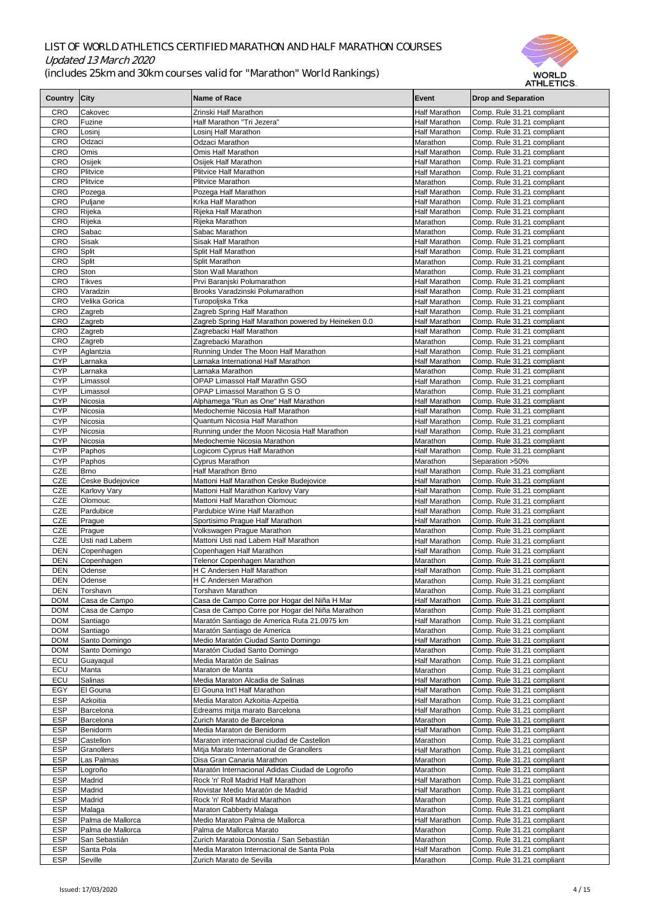# LIST OF WORLD ATHLETICS CERTIFIED MARATHON AND HALF MARATHON COURSES

*Updated 13 March 2020*

(includes 25km and 30km courses valid for "Marathon" World Rankings)

| Country | City | Name of Race | Event | Drop and Separation |
|---|---|---|---|---|
| CRO | Cakovec | Zrinski Half Marathon | Half Marathon | Comp. Rule 31.21 compliant |
| CRO | Fuzine | Half Marathon "Tri Jezera" | Half Marathon | Comp. Rule 31.21 compliant |
| CRO | Losinj | Losinj Half Marathon | Half Marathon | Comp. Rule 31.21 compliant |
| CRO | Odzaci | Odzaci Marathon | Marathon | Comp. Rule 31.21 compliant |
| CRO | Omis | Omis Half Marathon | Half Marathon | Comp. Rule 31.21 compliant |
| CRO | Osijek | Osijek Half Marathon | Half Marathon | Comp. Rule 31.21 compliant |
| CRO | Plitvice | Plitvice Half Marathon | Half Marathon | Comp. Rule 31.21 compliant |
| CRO | Plitvice | Plitvice Marathon | Marathon | Comp. Rule 31.21 compliant |
| CRO | Pozega | Pozega Half Marathon | Half Marathon | Comp. Rule 31.21 compliant |
| CRO | Puljane | Krka Half Marathon | Half Marathon | Comp. Rule 31.21 compliant |
| CRO | Rijeka | Rijeka Half Marathon | Half Marathon | Comp. Rule 31.21 compliant |
| CRO | Rijeka | Rijeka Marathon | Marathon | Comp. Rule 31.21 compliant |
| CRO | Sabac | Sabac Marathon | Marathon | Comp. Rule 31.21 compliant |
| CRO | Sisak | Sisak Half Marathon | Half Marathon | Comp. Rule 31.21 compliant |
| CRO | Split | Split Half Marathon | Half Marathon | Comp. Rule 31.21 compliant |
| CRO | Split | Split Marathon | Marathon | Comp. Rule 31.21 compliant |
| CRO | Ston | Ston Wall Marathon | Marathon | Comp. Rule 31.21 compliant |
| CRO | Tikves | Prvi Baranjski Polumarathon | Half Marathon | Comp. Rule 31.21 compliant |
| CRO | Varadzin | Brooks Varadzinski Polumarathon | Half Marathon | Comp. Rule 31.21 compliant |
| CRO | Velika Gorica | Turopoljska Trka | Half Marathon | Comp. Rule 31.21 compliant |
| CRO | Zagreb | Zagreb Spring Half Marathon | Half Marathon | Comp. Rule 31.21 compliant |
| CRO | Zagreb | Zagreb Spring Half Marathon powered by Heineken 0.0 | Half Marathon | Comp. Rule 31.21 compliant |
| CRO | Zagreb | Zagrebacki Half Marathon | Half Marathon | Comp. Rule 31.21 compliant |
| CRO | Zagreb | Zagrebacki Marathon | Marathon | Comp. Rule 31.21 compliant |
| CYP | Aglantzia | Running Under The Moon Half Marathon | Half Marathon | Comp. Rule 31.21 compliant |
| CYP | Larnaka | Larnaka International Half Marathon | Half Marathon | Comp. Rule 31.21 compliant |
| CYP | Larnaka | Larnaka Marathon | Marathon | Comp. Rule 31.21 compliant |
| CYP | Limassol | OPAP Limassol Half Marathn GSO | Half Marathon | Comp. Rule 31.21 compliant |
| CYP | Limassol | OPAP Limassol Marathon G S O | Marathon | Comp. Rule 31.21 compliant |
| CYP | Nicosia | Alphamega "Run as One" Half Marathon | Half Marathon | Comp. Rule 31.21 compliant |
| CYP | Nicosia | Medochemie Nicosia Half Marathon | Half Marathon | Comp. Rule 31.21 compliant |
| CYP | Nicosia | Quantum Nicosia Half Marathon | Half Marathon | Comp. Rule 31.21 compliant |
| CYP | Nicosia | Running under the Moon Nicosia Half Marathon | Half Marathon | Comp. Rule 31.21 compliant |
| CYP | Nicosia | Medochemie Nicosia Marathon | Marathon | Comp. Rule 31.21 compliant |
| CYP | Paphos | Logicom Cyprus Half Marathon | Half Marathon | Comp. Rule 31.21 compliant |
| CYP | Paphos | Cyprus Marathon | Marathon | Separation >50% |
| CZE | Brno | Half Marathon Brno | Half Marathon | Comp. Rule 31.21 compliant |
| CZE | Ceske Budejovice | Mattoni Half Marathon Ceske Budejovice | Half Marathon | Comp. Rule 31.21 compliant |
| CZE | Karlovy Vary | Mattoni Half Marathon Karlovy Vary | Half Marathon | Comp. Rule 31.21 compliant |
| CZE | Olomouc | Mattoni Half Marathon Olomouc | Half Marathon | Comp. Rule 31.21 compliant |
| CZE | Pardubice | Pardubice Wine Half Marathon | Half Marathon | Comp. Rule 31.21 compliant |
| CZE | Prague | Sportisimo Prague Half Marathon | Half Marathon | Comp. Rule 31.21 compliant |
| CZE | Prague | Volkswagen Prague Marathon | Marathon | Comp. Rule 31.21 compliant |
| CZE | Usti nad Labem | Mattoni Usti nad Labem Half Marathon | Half Marathon | Comp. Rule 31.21 compliant |
| DEN | Copenhagen | Copenhagen Half Marathon | Half Marathon | Comp. Rule 31.21 compliant |
| DEN | Copenhagen | Telenor Copenhagen Marathon | Marathon | Comp. Rule 31.21 compliant |
| DEN | Odense | H C Andersen Half Marathon | Half Marathon | Comp. Rule 31.21 compliant |
| DEN | Odense | H C Andersen Marathon | Marathon | Comp. Rule 31.21 compliant |
| DEN | Torshavn | Torshavn Marathon | Marathon | Comp. Rule 31.21 compliant |
| DOM | Casa de Campo | Casa de Campo Corre por Hogar del Niña H Mar | Half Marathon | Comp. Rule 31.21 compliant |
| DOM | Casa de Campo | Casa de Campo Corre por Hogar del Niña Marathon | Marathon | Comp. Rule 31.21 compliant |
| DOM | Santiago | Maratón Santiago de America Ruta 21.0975 km | Half Marathon | Comp. Rule 31.21 compliant |
| DOM | Santiago | Maratón Santiago de America | Marathon | Comp. Rule 31.21 compliant |
| DOM | Santo Domingo | Medio Maratón Ciudad Santo Domingo | Half Marathon | Comp. Rule 31.21 compliant |
| DOM | Santo Domingo | Maratón Ciudad Santo Domingo | Marathon | Comp. Rule 31.21 compliant |
| ECU | Guayaquil | Media Maratón de Salinas | Half Marathon | Comp. Rule 31.21 compliant |
| ECU | Manta | Maraton de Manta | Marathon | Comp. Rule 31.21 compliant |
| ECU | Salinas | Media Maraton Alcadia de Salinas | Half Marathon | Comp. Rule 31.21 compliant |
| EGY | El Gouna | El Gouna Int'l Half Marathon | Half Marathon | Comp. Rule 31.21 compliant |
| ESP | Azkoitia | Media Maraton Azkoitia-Azpeitia | Half Marathon | Comp. Rule 31.21 compliant |
| ESP | Barcelona | Edreams mitja marato Barcelona | Half Marathon | Comp. Rule 31.21 compliant |
| ESP | Barcelona | Zurich Marato de Barcelona | Marathon | Comp. Rule 31.21 compliant |
| ESP | Benidorm | Media Maraton de Benidorm | Half Marathon | Comp. Rule 31.21 compliant |
| ESP | Castellon | Maraton internacional ciudad de Castellon | Marathon | Comp. Rule 31.21 compliant |
| ESP | Granollers | Mitja Marato International de Granollers | Half Marathon | Comp. Rule 31.21 compliant |
| ESP | Las Palmas | Disa Gran Canaria Marathon | Marathon | Comp. Rule 31.21 compliant |
| ESP | Logroño | Maratón Internacional Adidas Ciudad de Logroño | Marathon | Comp. Rule 31.21 compliant |
| ESP | Madrid | Rock 'n' Roll Madrid Half Marathon | Half Marathon | Comp. Rule 31.21 compliant |
| ESP | Madrid | Movistar Medio Maratón de Madrid | Half Marathon | Comp. Rule 31.21 compliant |
| ESP | Madrid | Rock 'n' Roll Madrid Marathon | Marathon | Comp. Rule 31.21 compliant |
| ESP | Malaga | Maraton Cabberty Malaga | Marathon | Comp. Rule 31.21 compliant |
| ESP | Palma de Mallorca | Medio Maraton Palma de Mallorca | Half Marathon | Comp. Rule 31.21 compliant |
| ESP | Palma de Mallorca | Palma de Mallorca Marato | Marathon | Comp. Rule 31.21 compliant |
| ESP | San Sebastián | Zurich Maratoia Donostia / San Sebastián | Marathon | Comp. Rule 31.21 compliant |
| ESP | Santa Pola | Media Maraton Internacional de Santa Pola | Half Marathon | Comp. Rule 31.21 compliant |
| ESP | Seville | Zurich Marato de Sevilla | Marathon | Comp. Rule 31.21 compliant |

Issued: 17/03/2020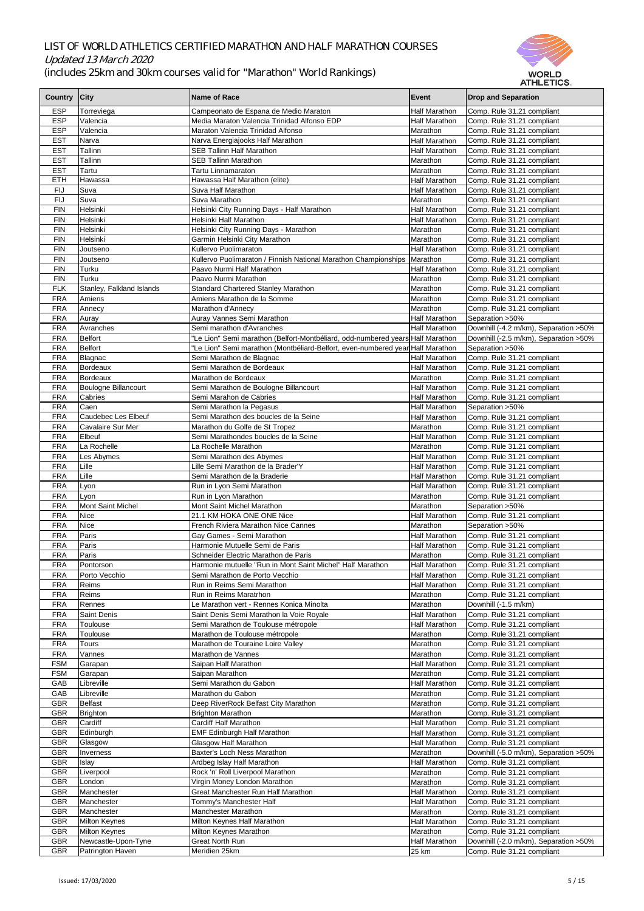# LIST OF WORLD ATHLETICS CERTIFIED MARATHON AND HALF MARATHON COURSES

*Updated 13 March 2020*

(includes 25km and 30km courses valid for "Marathon" World Rankings)

| Country | City | Name of Race | Event | Drop and Separation |
|---|---|---|---|---|
| ESP | Torreviega | Campeonato de Espana de Medio Maraton | Half Marathon | Comp. Rule 31.21 compliant |
| ESP | Valencia | Media Maraton Valencia Trinidad Alfonso EDP | Half Marathon | Comp. Rule 31.21 compliant |
| ESP | Valencia | Maraton Valencia Trinidad Alfonso | Marathon | Comp. Rule 31.21 compliant |
| EST | Narva | Narva Energiajooks Half Marathon | Half Marathon | Comp. Rule 31.21 compliant |
| EST | Tallinn | SEB Tallinn Half Marathon | Half Marathon | Comp. Rule 31.21 compliant |
| EST | Tallinn | SEB Tallinn Marathon | Marathon | Comp. Rule 31.21 compliant |
| EST | Tartu | Tartu Linnamaraton | Marathon | Comp. Rule 31.21 compliant |
| ETH | Hawassa | Hawassa Half Marathon (elite) | Half Marathon | Comp. Rule 31.21 compliant |
| FIJ | Suva | Suva Half Marathon | Half Marathon | Comp. Rule 31.21 compliant |
| FIJ | Suva | Suva Marathon | Marathon | Comp. Rule 31.21 compliant |
| FIN | Helsinki | Helsinki City Running Days - Half Marathon | Half Marathon | Comp. Rule 31.21 compliant |
| FIN | Helsinki | Helsinki Half Marathon | Half Marathon | Comp. Rule 31.21 compliant |
| FIN | Helsinki | Helsinki City Running Days - Marathon | Marathon | Comp. Rule 31.21 compliant |
| FIN | Helsinki | Garmin Helsinki City Marathon | Marathon | Comp. Rule 31.21 compliant |
| FIN | Joutseno | Kullervo Puolimaraton | Half Marathon | Comp. Rule 31.21 compliant |
| FIN | Joutseno | Kullervo Puolimaraton / Finnish National Marathon Championships | Marathon | Comp. Rule 31.21 compliant |
| FIN | Turku | Paavo Nurmi Half Marathon | Half Marathon | Comp. Rule 31.21 compliant |
| FIN | Turku | Paavo Nurmi Marathon | Marathon | Comp. Rule 31.21 compliant |
| FLK | Stanley, Falkland Islands | Standard Chartered Stanley Marathon | Marathon | Comp. Rule 31.21 compliant |
| FRA | Amiens | Amiens Marathon de la Somme | Marathon | Comp. Rule 31.21 compliant |
| FRA | Annecy | Marathon d'Annecy | Marathon | Comp. Rule 31.21 compliant |
| FRA | Auray | Auray Vannes Semi Marathon | Half Marathon | Separation >50% |
| FRA | Avranches | Semi marathon d'Avranches | Half Marathon | Downhill (-4.2 m/km), Separation >50% |
| FRA | Belfort | "Le Lion" Semi marathon (Belfort-Montbéliard, odd-numbered years | Half Marathon | Downhill (-2.5 m/km), Separation >50% |
| FRA | Belfort | "Le Lion" Semi marathon (Montbéliard-Belfort, even-numbered year | Half Marathon | Separation >50% |
| FRA | Blagnac | Semi Marathon de Blagnac | Half Marathon | Comp. Rule 31.21 compliant |
| FRA | Bordeaux | Semi Marathon de Bordeaux | Half Marathon | Comp. Rule 31.21 compliant |
| FRA | Bordeaux | Marathon de Bordeaux | Marathon | Comp. Rule 31.21 compliant |
| FRA | Boulogne Billancourt | Semi Marathon de Boulogne Billancourt | Half Marathon | Comp. Rule 31.21 compliant |
| FRA | Cabries | Semi Marahon de Cabries | Half Marathon | Comp. Rule 31.21 compliant |
| FRA | Caen | Semi Marathon la Pegasus | Half Marathon | Separation >50% |
| FRA | Caudebec Les Elbeuf | Semi Marathon des boucles de la Seine | Half Marathon | Comp. Rule 31.21 compliant |
| FRA | Cavalaire Sur Mer | Marathon du Golfe de St Tropez | Marathon | Comp. Rule 31.21 compliant |
| FRA | Elbeuf | Semi Marathondes boucles de la Seine | Half Marathon | Comp. Rule 31.21 compliant |
| FRA | La Rochelle | La Rochelle Marathon | Marathon | Comp. Rule 31.21 compliant |
| FRA | Les Abymes | Semi Marathon des Abymes | Half Marathon | Comp. Rule 31.21 compliant |
| FRA | Lille | Lille Semi Marathon de la Brader'Y | Half Marathon | Comp. Rule 31.21 compliant |
| FRA | Lille | Semi Marathon de la Braderie | Half Marathon | Comp. Rule 31.21 compliant |
| FRA | Lyon | Run in Lyon Semi Marathon | Half Marathon | Comp. Rule 31.21 compliant |
| FRA | Lyon | Run in Lyon Marathon | Marathon | Comp. Rule 31.21 compliant |
| FRA | Mont Saint Michel | Mont Saint Michel Marathon | Marathon | Separation >50% |
| FRA | Nice | 21.1 KM HOKA ONE ONE Nice | Half Marathon | Comp. Rule 31.21 compliant |
| FRA | Nice | French Riviera Marathon Nice Cannes | Marathon | Separation >50% |
| FRA | Paris | Gay Games - Semi Marathon | Half Marathon | Comp. Rule 31.21 compliant |
| FRA | Paris | Harmonie Mutuelle Semi de Paris | Half Marathon | Comp. Rule 31.21 compliant |
| FRA | Paris | Schneider Electric Marathon de Paris | Marathon | Comp. Rule 31.21 compliant |
| FRA | Pontorson | Harmonie mutuelle "Run in Mont Saint Michel" Half Marathon | Half Marathon | Comp. Rule 31.21 compliant |
| FRA | Porto Vecchio | Semi Marathon de Porto Vecchio | Half Marathon | Comp. Rule 31.21 compliant |
| FRA | Reims | Run in Reims Semi Marathon | Half Marathon | Comp. Rule 31.21 compliant |
| FRA | Reims | Run in Reims Maratrhon | Marathon | Comp. Rule 31.21 compliant |
| FRA | Rennes | Le Marathon vert - Rennes Konica Minolta | Marathon | Downhill (-1.5 m/km) |
| FRA | Saint Denis | Saint Denis Semi Marathon la Voie Royale | Half Marathon | Comp. Rule 31.21 compliant |
| FRA | Toulouse | Semi Marathon de Toulouse métropole | Half Marathon | Comp. Rule 31.21 compliant |
| FRA | Toulouse | Marathon de Toulouse métropole | Marathon | Comp. Rule 31.21 compliant |
| FRA | Tours | Marathon de Touraine Loire Valley | Marathon | Comp. Rule 31.21 compliant |
| FRA | Vannes | Marathon de Vannes | Marathon | Comp. Rule 31.21 compliant |
| FSM | Garapan | Saipan Half Marathon | Half Marathon | Comp. Rule 31.21 compliant |
| FSM | Garapan | Saipan Marathon | Marathon | Comp. Rule 31.21 compliant |
| GAB | Libreville | Semi Marathon du Gabon | Half Marathon | Comp. Rule 31.21 compliant |
| GAB | Libreville | Marathon du Gabon | Marathon | Comp. Rule 31.21 compliant |
| GBR | Belfast | Deep RiverRock Belfast City Marathon | Marathon | Comp. Rule 31.21 compliant |
| GBR | Brighton | Brighton Marathon | Marathon | Comp. Rule 31.21 compliant |
| GBR | Cardiff | Cardiff Half Marathon | Half Marathon | Comp. Rule 31.21 compliant |
| GBR | Edinburgh | EMF Edinburgh Half Marathon | Half Marathon | Comp. Rule 31.21 compliant |
| GBR | Glasgow | Glasgow Half Marathon | Half Marathon | Comp. Rule 31.21 compliant |
| GBR | Inverness | Baxter's Loch Ness Marathon | Marathon | Downhill (-5.0 m/km), Separation >50% |
| GBR | Islay | Ardbeg Islay Half Marathon | Half Marathon | Comp. Rule 31.21 compliant |
| GBR | Liverpool | Rock 'n' Roll Liverpool Marathon | Marathon | Comp. Rule 31.21 compliant |
| GBR | London | Virgin Money London Marathon | Marathon | Comp. Rule 31.21 compliant |
| GBR | Manchester | Great Manchester Run Half Marathon | Half Marathon | Comp. Rule 31.21 compliant |
| GBR | Manchester | Tommy's Manchester Half | Half Marathon | Comp. Rule 31.21 compliant |
| GBR | Manchester | Manchester Marathon | Marathon | Comp. Rule 31.21 compliant |
| GBR | Milton Keynes | Milton Keynes Half Marathon | Half Marathon | Comp. Rule 31.21 compliant |
| GBR | Milton Keynes | Milton Keynes Marathon | Marathon | Comp. Rule 31.21 compliant |
| GBR | Newcastle-Upon-Tyne | Great North Run | Half Marathon | Downhill (-2.0 m/km), Separation >50% |
| GBR | Patrington Haven | Meridien 25km | 25 km | Comp. Rule 31.21 compliant |

Issued: 17/03/2020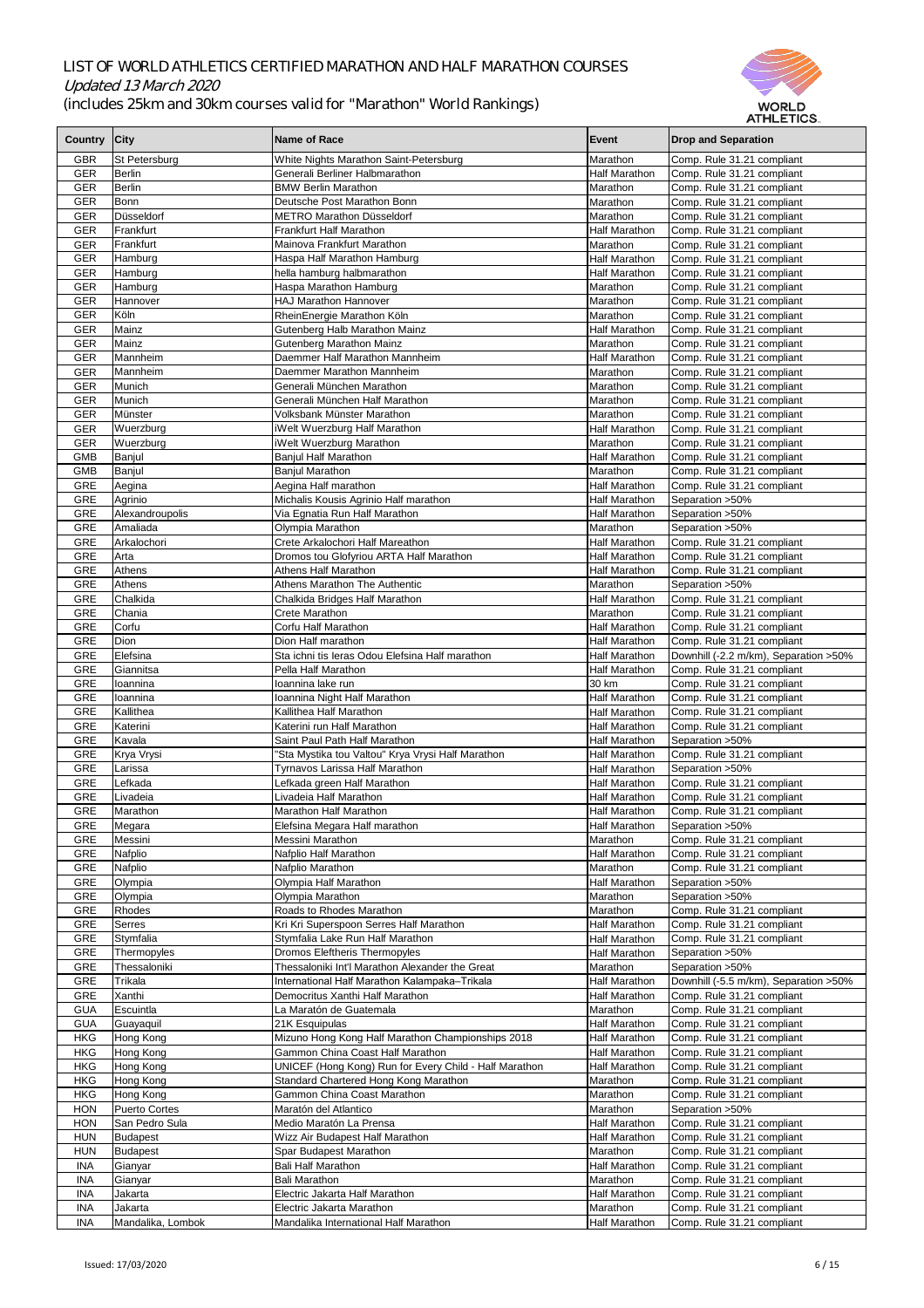# LIST OF WORLD ATHLETICS CERTIFIED MARATHON AND HALF MARATHON COURSES

*Updated 13 March 2020*

(includes 25km and 30km courses valid for "Marathon" World Rankings)

| Country | City | Name of Race | Event | Drop and Separation |
|---|---|---|---|---|
| GBR | St Petersburg | White Nights Marathon Saint-Petersburg | Marathon | Comp. Rule 31.21 compliant |
| GER | Berlin | Generali Berliner Halbmarathon | Half Marathon | Comp. Rule 31.21 compliant |
| GER | Berlin | BMW Berlin Marathon | Marathon | Comp. Rule 31.21 compliant |
| GER | Bonn | Deutsche Post Marathon Bonn | Marathon | Comp. Rule 31.21 compliant |
| GER | Düsseldorf | METRO Marathon Düsseldorf | Marathon | Comp. Rule 31.21 compliant |
| GER | Frankfurt | Frankfurt Half Marathon | Half Marathon | Comp. Rule 31.21 compliant |
| GER | Frankfurt | Mainova Frankfurt Marathon | Marathon | Comp. Rule 31.21 compliant |
| GER | Hamburg | Haspa Half Marathon Hamburg | Half Marathon | Comp. Rule 31.21 compliant |
| GER | Hamburg | hella hamburg halbmarathon | Half Marathon | Comp. Rule 31.21 compliant |
| GER | Hamburg | Haspa Marathon Hamburg | Marathon | Comp. Rule 31.21 compliant |
| GER | Hannover | HAJ Marathon Hannover | Marathon | Comp. Rule 31.21 compliant |
| GER | Köln | RheinEnergie Marathon Köln | Marathon | Comp. Rule 31.21 compliant |
| GER | Mainz | Gutenberg Halb Marathon Mainz | Half Marathon | Comp. Rule 31.21 compliant |
| GER | Mainz | Gutenberg Marathon Mainz | Marathon | Comp. Rule 31.21 compliant |
| GER | Mannheim | Daemmer Half Marathon Mannheim | Half Marathon | Comp. Rule 31.21 compliant |
| GER | Mannheim | Daemmer Marathon Mannheim | Marathon | Comp. Rule 31.21 compliant |
| GER | Munich | Generali München Marathon | Marathon | Comp. Rule 31.21 compliant |
| GER | Munich | Generali München Half Marathon | Marathon | Comp. Rule 31.21 compliant |
| GER | Münster | Volksbank Münster Marathon | Marathon | Comp. Rule 31.21 compliant |
| GER | Wuerzburg | iWelt Wuerzburg Half Marathon | Half Marathon | Comp. Rule 31.21 compliant |
| GER | Wuerzburg | iWelt Wuerzburg Marathon | Marathon | Comp. Rule 31.21 compliant |
| GMB | Banjul | Banjul Half Marathon | Half Marathon | Comp. Rule 31.21 compliant |
| GMB | Banjul | Banjul Marathon | Marathon | Comp. Rule 31.21 compliant |
| GRE | Aegina | Aegina Half marathon | Half Marathon | Comp. Rule 31.21 compliant |
| GRE | Agrinio | Michalis Kousis Agrinio Half marathon | Half Marathon | Separation >50% |
| GRE | Alexandroupolis | Via Egnatia Run Half Marathon | Half Marathon | Separation >50% |
| GRE | Amaliada | Olympia Marathon | Marathon | Separation >50% |
| GRE | Arkalochori | Crete Arkalochori Half Mareathon | Half Marathon | Comp. Rule 31.21 compliant |
| GRE | Arta | Dromos tou Glofyriou ARTA Half Marathon | Half Marathon | Comp. Rule 31.21 compliant |
| GRE | Athens | Athens Half Marathon | Half Marathon | Comp. Rule 31.21 compliant |
| GRE | Athens | Athens Marathon The Authentic | Marathon | Separation >50% |
| GRE | Chalkida | Chalkida Bridges Half Marathon | Half Marathon | Comp. Rule 31.21 compliant |
| GRE | Chania | Crete Marathon | Marathon | Comp. Rule 31.21 compliant |
| GRE | Corfu | Corfu Half Marathon | Half Marathon | Comp. Rule 31.21 compliant |
| GRE | Dion | Dion Half marathon | Half Marathon | Comp. Rule 31.21 compliant |
| GRE | Elefsina | Sta ichni tis Ieras Odou Elefsina Half marathon | Half Marathon | Downhill (-2.2 m/km), Separation >50% |
| GRE | Giannitsa | Pella Half Marathon | Half Marathon | Comp. Rule 31.21 compliant |
| GRE | Ioannina | Ioannina lake run | 30 km | Comp. Rule 31.21 compliant |
| GRE | Ioannina | Ioannina Night Half Marathon | Half Marathon | Comp. Rule 31.21 compliant |
| GRE | Kallithea | Kallithea Half Marathon | Half Marathon | Comp. Rule 31.21 compliant |
| GRE | Katerini | Katerini run Half Marathon | Half Marathon | Comp. Rule 31.21 compliant |
| GRE | Kavala | Saint Paul Path Half Marathon | Half Marathon | Separation >50% |
| GRE | Krya Vrysi | "Sta Mystika tou Valtou" Krya Vrysi Half Marathon | Half Marathon | Comp. Rule 31.21 compliant |
| GRE | Larissa | Tyrnavos Larissa Half Marathon | Half Marathon | Separation >50% |
| GRE | Lefkada | Lefkada green Half Marathon | Half Marathon | Comp. Rule 31.21 compliant |
| GRE | Livadeia | Livadeia Half Marathon | Half Marathon | Comp. Rule 31.21 compliant |
| GRE | Marathon | Marathon Half Marathon | Half Marathon | Comp. Rule 31.21 compliant |
| GRE | Megara | Elefsina Megara Half marathon | Half Marathon | Separation >50% |
| GRE | Messini | Messini Marathon | Marathon | Comp. Rule 31.21 compliant |
| GRE | Nafplio | Nafplio Half Marathon | Half Marathon | Comp. Rule 31.21 compliant |
| GRE | Nafplio | Nafplio Marathon | Marathon | Comp. Rule 31.21 compliant |
| GRE | Olympia | Olympia Half Marathon | Half Marathon | Separation >50% |
| GRE | Olympia | Olympia Marathon | Marathon | Separation >50% |
| GRE | Rhodes | Roads to Rhodes Marathon | Marathon | Comp. Rule 31.21 compliant |
| GRE | Serres | Kri Kri Superspoon Serres Half Marathon | Half Marathon | Comp. Rule 31.21 compliant |
| GRE | Stymfalia | Stymfalia Lake Run Half Marathon | Half Marathon | Comp. Rule 31.21 compliant |
| GRE | Thermopyles | Dromos Eleftheris Thermopyles | Half Marathon | Separation >50% |
| GRE | Thessaloniki | Thessaloniki Int'l Marathon Alexander the Great | Marathon | Separation >50% |
| GRE | Trikala | International Half Marathon Kalampaka–Trikala | Half Marathon | Downhill (-5.5 m/km), Separation >50% |
| GRE | Xanthi | Democritus Xanthi Half Marathon | Half Marathon | Comp. Rule 31.21 compliant |
| GUA | Escuintla | La Maratón de Guatemala | Marathon | Comp. Rule 31.21 compliant |
| GUA | Guayaquil | 21K Esquipulas | Half Marathon | Comp. Rule 31.21 compliant |
| HKG | Hong Kong | Mizuno Hong Kong Half Marathon Championships 2018 | Half Marathon | Comp. Rule 31.21 compliant |
| HKG | Hong Kong | Gammon China Coast Half Marathon | Half Marathon | Comp. Rule 31.21 compliant |
| HKG | Hong Kong | UNICEF (Hong Kong) Run for Every Child - Half Marathon | Half Marathon | Comp. Rule 31.21 compliant |
| HKG | Hong Kong | Standard Chartered Hong Kong Marathon | Marathon | Comp. Rule 31.21 compliant |
| HKG | Hong Kong | Gammon China Coast Marathon | Marathon | Comp. Rule 31.21 compliant |
| HON | Puerto Cortes | Maratón del Atlantico | Marathon | Separation >50% |
| HON | San Pedro Sula | Medio Maratón La Prensa | Half Marathon | Comp. Rule 31.21 compliant |
| HUN | Budapest | Wizz Air Budapest Half Marathon | Half Marathon | Comp. Rule 31.21 compliant |
| HUN | Budapest | Spar Budapest Marathon | Marathon | Comp. Rule 31.21 compliant |
| INA | Gianyar | Bali Half Marathon | Half Marathon | Comp. Rule 31.21 compliant |
| INA | Gianyar | Bali Marathon | Marathon | Comp. Rule 31.21 compliant |
| INA | Jakarta | Electric Jakarta Half Marathon | Half Marathon | Comp. Rule 31.21 compliant |
| INA | Jakarta | Electric Jakarta Marathon | Marathon | Comp. Rule 31.21 compliant |
| INA | Mandalika, Lombok | Mandalika International Half Marathon | Half Marathon | Comp. Rule 31.21 compliant |

Issued: 17/03/2020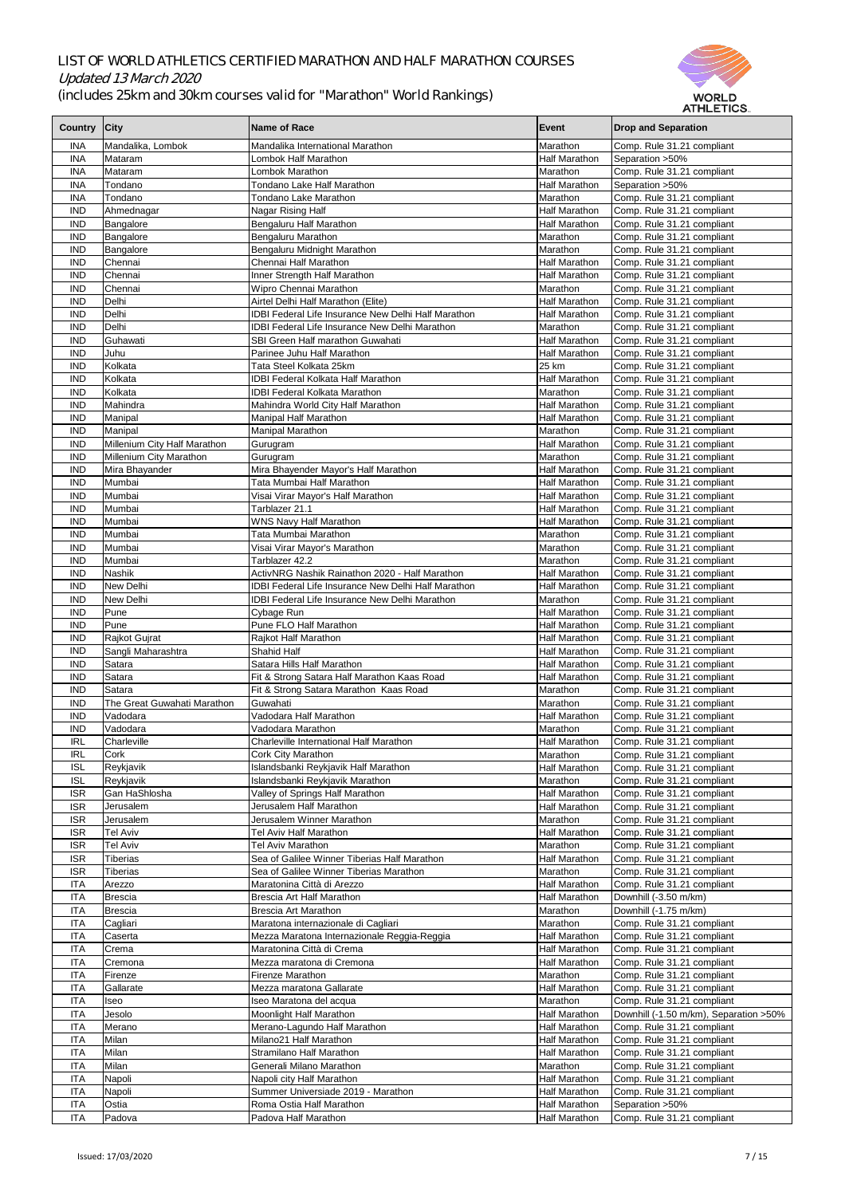# LIST OF WORLD ATHLETICS CERTIFIED MARATHON AND HALF MARATHON COURSES

*Updated 13 March 2020*

(includes 25km and 30km courses valid for "Marathon" World Rankings)

| Country | City | Name of Race | Event | Drop and Separation |
|---|---|---|---|---|
| INA | Mandalika, Lombok | Mandalika International Marathon | Marathon | Comp. Rule 31.21 compliant |
| INA | Mataram | Lombok Half Marathon | Half Marathon | Separation >50% |
| INA | Mataram | Lombok Marathon | Marathon | Comp. Rule 31.21 compliant |
| INA | Tondano | Tondano Lake Half Marathon | Half Marathon | Separation >50% |
| INA | Tondano | Tondano Lake Marathon | Marathon | Comp. Rule 31.21 compliant |
| IND | Ahmednagar | Nagar Rising Half | Half Marathon | Comp. Rule 31.21 compliant |
| IND | Bangalore | Bengaluru Half Marathon | Half Marathon | Comp. Rule 31.21 compliant |
| IND | Bangalore | Bengaluru Marathon | Marathon | Comp. Rule 31.21 compliant |
| IND | Bangalore | Bengaluru Midnight Marathon | Marathon | Comp. Rule 31.21 compliant |
| IND | Chennai | Chennai Half Marathon | Half Marathon | Comp. Rule 31.21 compliant |
| IND | Chennai | Inner Strength Half Marathon | Half Marathon | Comp. Rule 31.21 compliant |
| IND | Chennai | Wipro Chennai Marathon | Marathon | Comp. Rule 31.21 compliant |
| IND | Delhi | Airtel Delhi Half Marathon (Elite) | Half Marathon | Comp. Rule 31.21 compliant |
| IND | Delhi | IDBI Federal Life Insurance New Delhi Half Marathon | Half Marathon | Comp. Rule 31.21 compliant |
| IND | Delhi | IDBI Federal Life Insurance New Delhi Marathon | Marathon | Comp. Rule 31.21 compliant |
| IND | Guhawati | SBI Green Half marathon Guwahati | Half Marathon | Comp. Rule 31.21 compliant |
| IND | Juhu | Parinee Juhu Half Marathon | Half Marathon | Comp. Rule 31.21 compliant |
| IND | Kolkata | Tata Steel Kolkata 25km | 25 km | Comp. Rule 31.21 compliant |
| IND | Kolkata | IDBI Federal Kolkata Half Marathon | Half Marathon | Comp. Rule 31.21 compliant |
| IND | Kolkata | IDBI Federal Kolkata Marathon | Marathon | Comp. Rule 31.21 compliant |
| IND | Mahindra | Mahindra World City Half Marathon | Half Marathon | Comp. Rule 31.21 compliant |
| IND | Manipal | Manipal Half Marathon | Half Marathon | Comp. Rule 31.21 compliant |
| IND | Manipal | Manipal Marathon | Marathon | Comp. Rule 31.21 compliant |
| IND | Millenium City Half Marathon | Gurugram | Half Marathon | Comp. Rule 31.21 compliant |
| IND | Millenium City Marathon | Gurugram | Marathon | Comp. Rule 31.21 compliant |
| IND | Mira Bhayander | Mira Bhayender Mayor's Half Marathon | Half Marathon | Comp. Rule 31.21 compliant |
| IND | Mumbai | Tata Mumbai Half Marathon | Half Marathon | Comp. Rule 31.21 compliant |
| IND | Mumbai | Visai Virar Mayor's Half Marathon | Half Marathon | Comp. Rule 31.21 compliant |
| IND | Mumbai | Tarblazer 21.1 | Half Marathon | Comp. Rule 31.21 compliant |
| IND | Mumbai | WNS Navy Half Marathon | Half Marathon | Comp. Rule 31.21 compliant |
| IND | Mumbai | Tata Mumbai Marathon | Marathon | Comp. Rule 31.21 compliant |
| IND | Mumbai | Visai Virar Mayor's Marathon | Marathon | Comp. Rule 31.21 compliant |
| IND | Mumbai | Tarblazer 42.2 | Marathon | Comp. Rule 31.21 compliant |
| IND | Nashik | ActivNRG Nashik Rainathon 2020 - Half Marathon | Half Marathon | Comp. Rule 31.21 compliant |
| IND | New Delhi | IDBI Federal Life Insurance New Delhi Half Marathon | Half Marathon | Comp. Rule 31.21 compliant |
| IND | New Delhi | IDBI Federal Life Insurance New Delhi Marathon | Marathon | Comp. Rule 31.21 compliant |
| IND | Pune | Cybage Run | Half Marathon | Comp. Rule 31.21 compliant |
| IND | Pune | Pune FLO Half Marathon | Half Marathon | Comp. Rule 31.21 compliant |
| IND | Rajkot Gujrat | Rajkot Half Marathon | Half Marathon | Comp. Rule 31.21 compliant |
| IND | Sangli Maharashtra | Shahid Half | Half Marathon | Comp. Rule 31.21 compliant |
| IND | Satara | Satara Hills Half Marathon | Half Marathon | Comp. Rule 31.21 compliant |
| IND | Satara | Fit & Strong Satara Half Marathon Kaas Road | Half Marathon | Comp. Rule 31.21 compliant |
| IND | Satara | Fit & Strong Satara Marathon Kaas Road | Marathon | Comp. Rule 31.21 compliant |
| IND | The Great Guwahati Marathon | Guwahati | Marathon | Comp. Rule 31.21 compliant |
| IND | Vadodara | Vadodara Half Marathon | Half Marathon | Comp. Rule 31.21 compliant |
| IND | Vadodara | Vadodara Marathon | Marathon | Comp. Rule 31.21 compliant |
| IRL | Charleville | Charleville International Half Marathon | Half Marathon | Comp. Rule 31.21 compliant |
| IRL | Cork | Cork City Marathon | Marathon | Comp. Rule 31.21 compliant |
| ISL | Reykjavik | Islandsbanki Reykjavik Half Marathon | Half Marathon | Comp. Rule 31.21 compliant |
| ISL | Reykjavik | Islandsbanki Reykjavik Marathon | Marathon | Comp. Rule 31.21 compliant |
| ISR | Gan HaShlosha | Valley of Springs Half Marathon | Half Marathon | Comp. Rule 31.21 compliant |
| ISR | Jerusalem | Jerusalem Half Marathon | Half Marathon | Comp. Rule 31.21 compliant |
| ISR | Jerusalem | Jerusalem Winner Marathon | Marathon | Comp. Rule 31.21 compliant |
| ISR | Tel Aviv | Tel Aviv Half Marathon | Half Marathon | Comp. Rule 31.21 compliant |
| ISR | Tel Aviv | Tel Aviv Marathon | Marathon | Comp. Rule 31.21 compliant |
| ISR | Tiberias | Sea of Galilee Winner Tiberias Half Marathon | Half Marathon | Comp. Rule 31.21 compliant |
| ISR | Tiberias | Sea of Galilee Winner Tiberias Marathon | Marathon | Comp. Rule 31.21 compliant |
| ITA | Arezzo | Maratonina Città di Arezzo | Half Marathon | Comp. Rule 31.21 compliant |
| ITA | Brescia | Brescia Art Half Marathon | Half Marathon | Downhill (-3.50 m/km) |
| ITA | Brescia | Brescia Art Marathon | Marathon | Downhill (-1.75 m/km) |
| ITA | Cagliari | Maratona internazionale di Cagliari | Marathon | Comp. Rule 31.21 compliant |
| ITA | Caserta | Mezza Maratona Internazionale Reggia-Reggia | Half Marathon | Comp. Rule 31.21 compliant |
| ITA | Crema | Maratonina Città di Crema | Half Marathon | Comp. Rule 31.21 compliant |
| ITA | Cremona | Mezza maratona di Cremona | Half Marathon | Comp. Rule 31.21 compliant |
| ITA | Firenze | Firenze Marathon | Marathon | Comp. Rule 31.21 compliant |
| ITA | Gallarate | Mezza maratona Gallarate | Half Marathon | Comp. Rule 31.21 compliant |
| ITA | Iseo | Iseo Maratona del acqua | Marathon | Comp. Rule 31.21 compliant |
| ITA | Jesolo | Moonlight Half Marathon | Half Marathon | Downhill (-1.50 m/km), Separation >50% |
| ITA | Merano | Merano-Lagundo Half Marathon | Half Marathon | Comp. Rule 31.21 compliant |
| ITA | Milan | Milano21 Half Marathon | Half Marathon | Comp. Rule 31.21 compliant |
| ITA | Milan | Stramilano Half Marathon | Half Marathon | Comp. Rule 31.21 compliant |
| ITA | Milan | Generali Milano Marathon | Marathon | Comp. Rule 31.21 compliant |
| ITA | Napoli | Napoli city Half Marathon | Half Marathon | Comp. Rule 31.21 compliant |
| ITA | Napoli | Summer Universiade 2019 - Marathon | Half Marathon | Comp. Rule 31.21 compliant |
| ITA | Ostia | Roma Ostia Half Marathon | Half Marathon | Separation >50% |
| ITA | Padova | Padova Half Marathon | Half Marathon | Comp. Rule 31.21 compliant |

Issued: 17/03/2020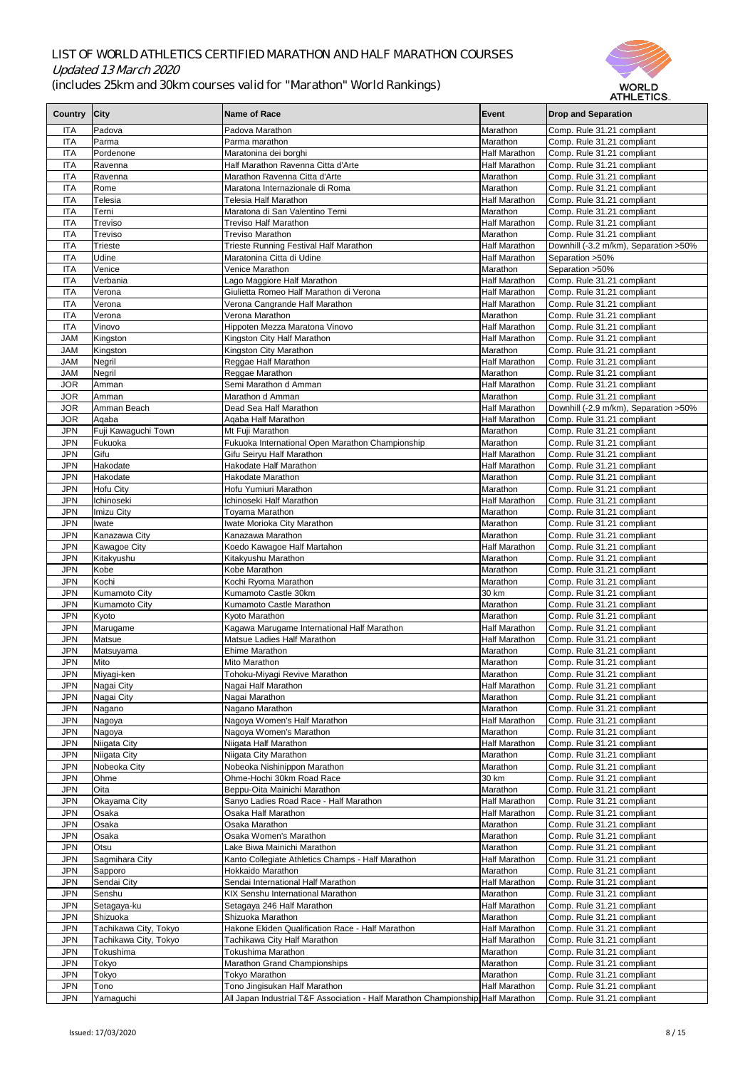# LIST OF WORLD ATHLETICS CERTIFIED MARATHON AND HALF MARATHON COURSES

*Updated 13 March 2020*

(includes 25km and 30km courses valid for "Marathon" World Rankings)

| Country | City | Name of Race | Event | Drop and Separation |
|---|---|---|---|---|
| ITA | Padova | Padova Marathon | Marathon | Comp. Rule 31.21 compliant |
| ITA | Parma | Parma marathon | Marathon | Comp. Rule 31.21 compliant |
| ITA | Pordenone | Maratonina dei borghi | Half Marathon | Comp. Rule 31.21 compliant |
| ITA | Ravenna | Half Marathon Ravenna Citta d'Arte | Half Marathon | Comp. Rule 31.21 compliant |
| ITA | Ravenna | Marathon Ravenna Citta d'Arte | Marathon | Comp. Rule 31.21 compliant |
| ITA | Rome | Maratona Internazionale di Roma | Marathon | Comp. Rule 31.21 compliant |
| ITA | Telesia | Telesia Half Marathon | Half Marathon | Comp. Rule 31.21 compliant |
| ITA | Terni | Maratona di San Valentino Terni | Marathon | Comp. Rule 31.21 compliant |
| ITA | Treviso | Treviso Half Marathon | Half Marathon | Comp. Rule 31.21 compliant |
| ITA | Treviso | Treviso Marathon | Marathon | Comp. Rule 31.21 compliant |
| ITA | Trieste | Trieste Running Festival Half Marathon | Half Marathon | Downhill (-3.2 m/km), Separation >50% |
| ITA | Udine | Maratonina Citta di Udine | Half Marathon | Separation >50% |
| ITA | Venice | Venice Marathon | Marathon | Separation >50% |
| ITA | Verbania | Lago Maggiore Half Marathon | Half Marathon | Comp. Rule 31.21 compliant |
| ITA | Verona | Giulietta Romeo Half Marathon di Verona | Half Marathon | Comp. Rule 31.21 compliant |
| ITA | Verona | Verona Cangrande Half Marathon | Half Marathon | Comp. Rule 31.21 compliant |
| ITA | Verona | Verona Marathon | Marathon | Comp. Rule 31.21 compliant |
| ITA | Vinovo | Hippoten Mezza Maratona Vinovo | Half Marathon | Comp. Rule 31.21 compliant |
| JAM | Kingston | Kingston City Half Marathon | Half Marathon | Comp. Rule 31.21 compliant |
| JAM | Kingston | Kingston City Marathon | Marathon | Comp. Rule 31.21 compliant |
| JAM | Negril | Reggae Half Marathon | Half Marathon | Comp. Rule 31.21 compliant |
| JAM | Negril | Reggae Marathon | Marathon | Comp. Rule 31.21 compliant |
| JOR | Amman | Semi Marathon d Amman | Half Marathon | Comp. Rule 31.21 compliant |
| JOR | Amman | Marathon d Amman | Marathon | Comp. Rule 31.21 compliant |
| JOR | Amman Beach | Dead Sea Half Marathon | Half Marathon | Downhill (-2.9 m/km), Separation >50% |
| JOR | Aqaba | Aqaba Half Marathon | Half Marathon | Comp. Rule 31.21 compliant |
| JPN | Fuji Kawaguchi Town | Mt Fuji Marathon | Marathon | Comp. Rule 31.21 compliant |
| JPN | Fukuoka | Fukuoka International Open Marathon Championship | Marathon | Comp. Rule 31.21 compliant |
| JPN | Gifu | Gifu Seiryu Half Marathon | Half Marathon | Comp. Rule 31.21 compliant |
| JPN | Hakodate | Hakodate Half Marathon | Half Marathon | Comp. Rule 31.21 compliant |
| JPN | Hakodate | Hakodate Marathon | Marathon | Comp. Rule 31.21 compliant |
| JPN | Hofu City | Hofu Yumiuri Marathon | Marathon | Comp. Rule 31.21 compliant |
| JPN | Ichinoseki | Ichinoseki Half Marathon | Half Marathon | Comp. Rule 31.21 compliant |
| JPN | Imizu City | Toyama Marathon | Marathon | Comp. Rule 31.21 compliant |
| JPN | Iwate | Iwate Morioka City Marathon | Marathon | Comp. Rule 31.21 compliant |
| JPN | Kanazawa City | Kanazawa Marathon | Marathon | Comp. Rule 31.21 compliant |
| JPN | Kawagoe City | Koedo Kawagoe Half Martahon | Half Marathon | Comp. Rule 31.21 compliant |
| JPN | Kitakyushu | Kitakyushu Marathon | Marathon | Comp. Rule 31.21 compliant |
| JPN | Kobe | Kobe Marathon | Marathon | Comp. Rule 31.21 compliant |
| JPN | Kochi | Kochi Ryoma Marathon | Marathon | Comp. Rule 31.21 compliant |
| JPN | Kumamoto City | Kumamoto Castle 30km | 30 km | Comp. Rule 31.21 compliant |
| JPN | Kumamoto City | Kumamoto Castle Marathon | Marathon | Comp. Rule 31.21 compliant |
| JPN | Kyoto | Kyoto Marathon | Marathon | Comp. Rule 31.21 compliant |
| JPN | Marugame | Kagawa Marugame International Half Marathon | Half Marathon | Comp. Rule 31.21 compliant |
| JPN | Matsue | Matsue Ladies Half Marathon | Half Marathon | Comp. Rule 31.21 compliant |
| JPN | Matsuyama | Ehime Marathon | Marathon | Comp. Rule 31.21 compliant |
| JPN | Mito | Mito Marathon | Marathon | Comp. Rule 31.21 compliant |
| JPN | Miyagi-ken | Tohoku-Miyagi Revive Marathon | Marathon | Comp. Rule 31.21 compliant |
| JPN | Nagai City | Nagai Half Marathon | Half Marathon | Comp. Rule 31.21 compliant |
| JPN | Nagai City | Nagai Marathon | Marathon | Comp. Rule 31.21 compliant |
| JPN | Nagano | Nagano Marathon | Marathon | Comp. Rule 31.21 compliant |
| JPN | Nagoya | Nagoya Women's Half Marathon | Half Marathon | Comp. Rule 31.21 compliant |
| JPN | Nagoya | Nagoya Women's Marathon | Marathon | Comp. Rule 31.21 compliant |
| JPN | Niigata City | Niigata Half Marathon | Half Marathon | Comp. Rule 31.21 compliant |
| JPN | Niigata City | Niigata City Marathon | Marathon | Comp. Rule 31.21 compliant |
| JPN | Nobeoka City | Nobeoka Nishinippon Marathon | Marathon | Comp. Rule 31.21 compliant |
| JPN | Ohme | Ohme-Hochi 30km Road Race | 30 km | Comp. Rule 31.21 compliant |
| JPN | Oita | Beppu-Oita Mainichi Marathon | Marathon | Comp. Rule 31.21 compliant |
| JPN | Okayama City | Sanyo Ladies Road Race - Half Marathon | Half Marathon | Comp. Rule 31.21 compliant |
| JPN | Osaka | Osaka Half Marathon | Half Marathon | Comp. Rule 31.21 compliant |
| JPN | Osaka | Osaka Marathon | Marathon | Comp. Rule 31.21 compliant |
| JPN | Osaka | Osaka Women's Marathon | Marathon | Comp. Rule 31.21 compliant |
| JPN | Otsu | Lake Biwa Mainichi Marathon | Marathon | Comp. Rule 31.21 compliant |
| JPN | Sagmihara City | Kanto Collegiate Athletics Champs - Half Marathon | Half Marathon | Comp. Rule 31.21 compliant |
| JPN | Sapporo | Hokkaido Marathon | Marathon | Comp. Rule 31.21 compliant |
| JPN | Sendai City | Sendai International Half Marathon | Half Marathon | Comp. Rule 31.21 compliant |
| JPN | Senshu | KIX Senshu International Marathon | Marathon | Comp. Rule 31.21 compliant |
| JPN | Setagaya-ku | Setagaya 246 Half Marathon | Half Marathon | Comp. Rule 31.21 compliant |
| JPN | Shizuoka | Shizuoka Marathon | Marathon | Comp. Rule 31.21 compliant |
| JPN | Tachikawa City, Tokyo | Hakone Ekiden Qualification Race - Half Marathon | Half Marathon | Comp. Rule 31.21 compliant |
| JPN | Tachikawa City, Tokyo | Tachikawa City Half Marathon | Half Marathon | Comp. Rule 31.21 compliant |
| JPN | Tokushima | Tokushima Marathon | Marathon | Comp. Rule 31.21 compliant |
| JPN | Tokyo | Marathon Grand Championships | Marathon | Comp. Rule 31.21 compliant |
| JPN | Tokyo | Tokyo Marathon | Marathon | Comp. Rule 31.21 compliant |
| JPN | Tono | Tono Jingisukan Half Marathon | Half Marathon | Comp. Rule 31.21 compliant |
| JPN | Yamaguchi | All Japan Industrial T&F Association - Half Marathon Championship | Half Marathon | Comp. Rule 31.21 compliant |

Issued: 17/03/2020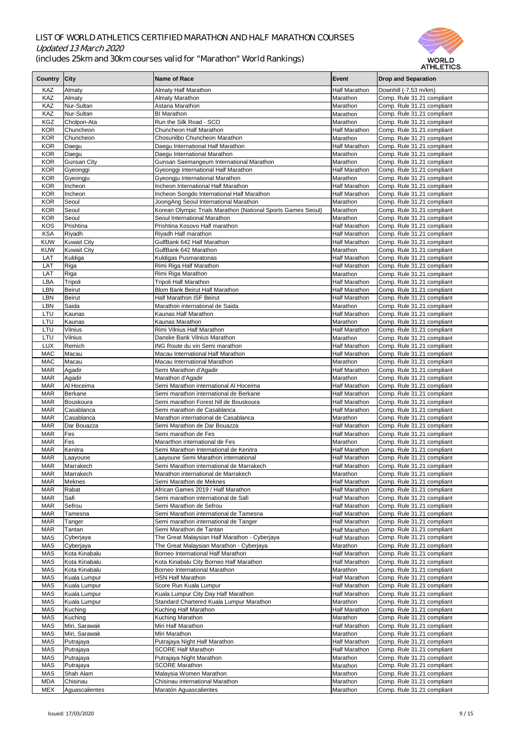# LIST OF WORLD ATHLETICS CERTIFIED MARATHON AND HALF MARATHON COURSES

*Updated 13 March 2020*

(includes 25km and 30km courses valid for "Marathon" World Rankings)

| Country | City | Name of Race | Event | Drop and Separation |
|---|---|---|---|---|
| KAZ | Almaty | Almaty Half Marathon | Half Marathon | Downhill (-7.53 m/km) |
| KAZ | Almaty | Almaty Marathon | Marathon | Comp. Rule 31.21 compliant |
| KAZ | Nur-Sultan | Astana Marathon | Marathon | Comp. Rule 31.21 compliant |
| KAZ | Nur-Sultan | BI Marathon | Marathon | Comp. Rule 31.21 compliant |
| KGZ | Cholpon-Ata | Run the Silk Road - SCO | Marathon | Comp. Rule 31.21 compliant |
| KOR | Chuncheon | Chuncheon Half Marathon | Half Marathon | Comp. Rule 31.21 compliant |
| KOR | Chuncheon | Chosunilbo Chuncheon Marathon | Marathon | Comp. Rule 31.21 compliant |
| KOR | Daegu | Daegu International Half Marathon | Half Marathon | Comp. Rule 31.21 compliant |
| KOR | Daegu | Daegu International Marathon | Marathon | Comp. Rule 31.21 compliant |
| KOR | Gunsan City | Gunsan Saemangeum International Marathon | Marathon | Comp. Rule 31.21 compliant |
| KOR | Gyeonggi | Gyeonggi International Half Marathon | Half Marathon | Comp. Rule 31.21 compliant |
| KOR | Gyeongju | Gyeongju International Marathon | Marathon | Comp. Rule 31.21 compliant |
| KOR | Incheon | Incheon International Half Marathon | Half Marathon | Comp. Rule 31.21 compliant |
| KOR | Incheon | Incheon Songdo International Half Marathon | Half Marathon | Comp. Rule 31.21 compliant |
| KOR | Seoul | JoongAng Seoul International Marathon | Marathon | Comp. Rule 31.21 compliant |
| KOR | Seoul | Korean Olympic Trials Marathon (National Sports Games Seoul) | Marathon | Comp. Rule 31.21 compliant |
| KOR | Seoul | Seoul International Marathon | Marathon | Comp. Rule 31.21 compliant |
| KOS | Prishtina | Prishtina Kosovo Half marathon | Half Marathon | Comp. Rule 31.21 compliant |
| KSA | Riyadh | Riyadh Half marathon | Half Marathon | Comp. Rule 31.21 compliant |
| KUW | Kuwait City | GulfBank 642 Half Marathon | Half Marathon | Comp. Rule 31.21 compliant |
| KUW | Kuwait City | GulfBank 642 Marathon | Marathon | Comp. Rule 31.21 compliant |
| LAT | Kuldiga | Kuldigas Pusmaratonas | Half Marathon | Comp. Rule 31.21 compliant |
| LAT | Riga | Rimi Riga Half Marathon | Half Marathon | Comp. Rule 31.21 compliant |
| LAT | Riga | Rimi Riga Marathon | Marathon | Comp. Rule 31.21 compliant |
| LBA | Tripoli | Tripoli Half Marathon | Half Marathon | Comp. Rule 31.21 compliant |
| LBN | Beirut | Blom Bank Beirut Half Marathon | Half Marathon | Comp. Rule 31.21 compliant |
| LBN | Beirut | Half Marathon ISF Beirut | Half Marathon | Comp. Rule 31.21 compliant |
| LBN | Saida | Marathon international de Saida | Marathon | Comp. Rule 31.21 compliant |
| LTU | Kaunas | Kaunas Half Marathon | Half Marathon | Comp. Rule 31.21 compliant |
| LTU | Kaunas | Kaunas Marathon | Marathon | Comp. Rule 31.21 compliant |
| LTU | Vilnius | Rimi Vilnius Half Marathon | Half Marathon | Comp. Rule 31.21 compliant |
| LTU | Vilnius | Danske Bank Vilnius Marathon | Marathon | Comp. Rule 31.21 compliant |
| LUX | Remich | ING Route du vin Semi marathon | Half Marathon | Comp. Rule 31.21 compliant |
| MAC | Macau | Macau International Half Marathon | Half Marathon | Comp. Rule 31.21 compliant |
| MAC | Macau | Macau International Marathon | Marathon | Comp. Rule 31.21 compliant |
| MAR | Agadir | Semi Marathon d'Agadir | Half Marathon | Comp. Rule 31.21 compliant |
| MAR | Agadir | Marathon d'Agadir | Marathon | Comp. Rule 31.21 compliant |
| MAR | Al Hoceima | Semi Marathon international Al Hoceima | Half Marathon | Comp. Rule 31.21 compliant |
| MAR | Berkane | Semi marathon international de Berkane | Half Marathon | Comp. Rule 31.21 compliant |
| MAR | Bouskoura | Semi marathon Forest hill de Bouskoura | Half Marathon | Comp. Rule 31.21 compliant |
| MAR | Casablanca | Semi marathon de Casablanca | Half Marathon | Comp. Rule 31.21 compliant |
| MAR | Casablanca | Marathon international de Casablanca | Marathon | Comp. Rule 31.21 compliant |
| MAR | Dar Bouazza | Semi Marathon de Dar Bouazza | Half Marathon | Comp. Rule 31.21 compliant |
| MAR | Fes | Semi marathon de Fes | Half Marathon | Comp. Rule 31.21 compliant |
| MAR | Fes | Mararthon international de Fes | Marathon | Comp. Rule 31.21 compliant |
| MAR | Kenitra | Semi Marathon International de Kenitra | Half Marathon | Comp. Rule 31.21 compliant |
| MAR | Laayoune | Laayoune Semi Marathon international | Half Marathon | Comp. Rule 31.21 compliant |
| MAR | Marrakech | Semi Marathon international de Marrakech | Half Marathon | Comp. Rule 31.21 compliant |
| MAR | Marrakech | Marathon international de Marrakech | Marathon | Comp. Rule 31.21 compliant |
| MAR | Meknes | Semi Marathon de Meknes | Half Marathon | Comp. Rule 31.21 compliant |
| MAR | Rabat | African Games 2019 / Half Marathon | Half Marathon | Comp. Rule 31.21 compliant |
| MAR | Safi | Semi marathon international de Safi | Half Marathon | Comp. Rule 31.21 compliant |
| MAR | Sefrou | Semi Marathon de Sefrou | Half Marathon | Comp. Rule 31.21 compliant |
| MAR | Tamesna | Semi Marathon international de Tamesna | Half Marathon | Comp. Rule 31.21 compliant |
| MAR | Tanger | Semi marathon international de Tanger | Half Marathon | Comp. Rule 31.21 compliant |
| MAR | Tantan | Semi Marathon de Tantan | Half Marathon | Comp. Rule 31.21 compliant |
| MAS | Cyberjaya | The Great Malaysian Half Marathon - Cyberjaya | Half Marathon | Comp. Rule 31.21 compliant |
| MAS | Cyberjaya | The Great Malaysian Marathon - Cyberjaya | Marathon | Comp. Rule 31.21 compliant |
| MAS | Kota Kinabalu | Borneo International Half Marathon | Half Marathon | Comp. Rule 31.21 compliant |
| MAS | Kota Kinabalu | Kota Kinabalu City Borneo Half Marathon | Half Marathon | Comp. Rule 31.21 compliant |
| MAS | Kota Kinabalu | Borneo International Marathon | Marathon | Comp. Rule 31.21 compliant |
| MAS | Kuala Lumpur | HSN Half Marathon | Half Marathon | Comp. Rule 31.21 compliant |
| MAS | Kuala Lumpur | Score Run Kuala Lumpur | Half Marathon | Comp. Rule 31.21 compliant |
| MAS | Kuala Lumpur | Kuala Lumpur City Day Half Marathon | Half Marathon | Comp. Rule 31.21 compliant |
| MAS | Kuala Lumpur | Standard Chartered Kuala Lumpur Marathon | Marathon | Comp. Rule 31.21 compliant |
| MAS | Kuching | Kuching Half Marathon | Half Marathon | Comp. Rule 31.21 compliant |
| MAS | Kuching | Kuching Marathon | Marathon | Comp. Rule 31.21 compliant |
| MAS | Miri, Sarawak | Miri Half Marathon | Half Marathon | Comp. Rule 31.21 compliant |
| MAS | Miri, Sarawak | Miri Marathon | Marathon | Comp. Rule 31.21 compliant |
| MAS | Putrajaya | Putrajaya Night Half Marathon | Half Marathon | Comp. Rule 31.21 compliant |
| MAS | Putrajaya | SCORE Half Marathon | Half Marathon | Comp. Rule 31.21 compliant |
| MAS | Putrajaya | Putrajaya Night Marathon | Marathon | Comp. Rule 31.21 compliant |
| MAS | Putrajaya | SCORE Marathon | Marathon | Comp. Rule 31.21 compliant |
| MAS | Shah Alam | Malaysia Women Marathon | Marathon | Comp. Rule 31.21 compliant |
| MDA | Chisinau | Chisinau international Marathon | Marathon | Comp. Rule 31.21 compliant |
| MEX | Aguascalientes | Maratón Aguascalientes | Marathon | Comp. Rule 31.21 compliant |

Issued: 17/03/2020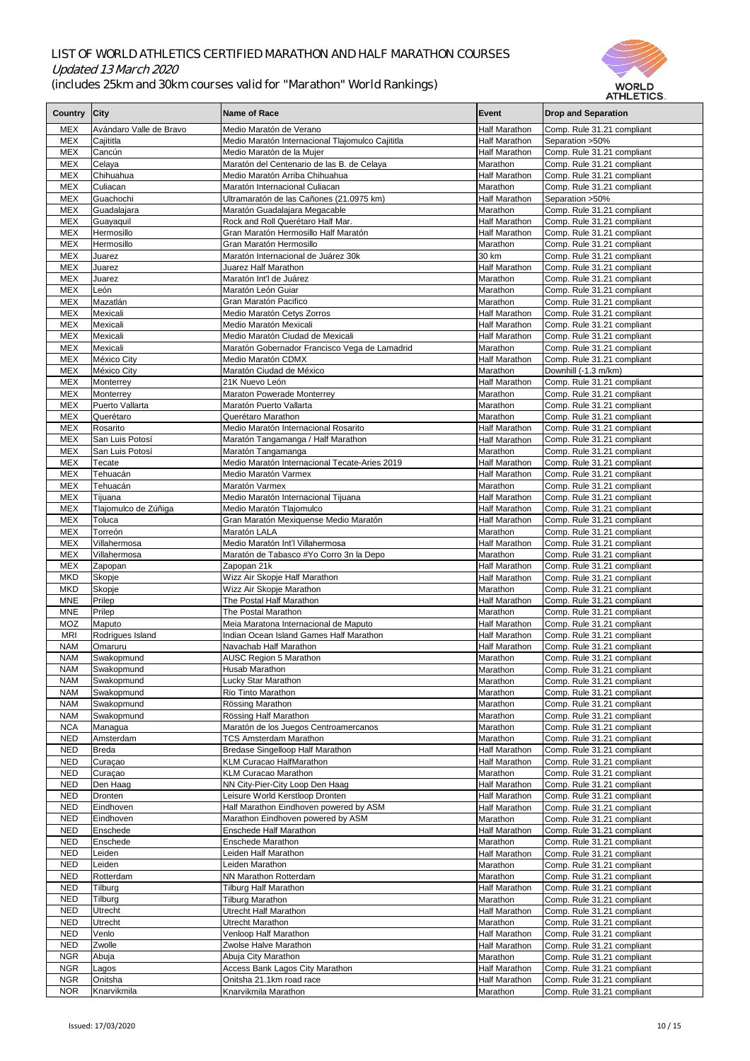# LIST OF WORLD ATHLETICS CERTIFIED MARATHON AND HALF MARATHON COURSES

*Updated 13 March 2020*

(includes 25km and 30km courses valid for "Marathon" World Rankings)

| Country | City | Name of Race | Event | Drop and Separation |
|---|---|---|---|---|
| MEX | Avándaro Valle de Bravo | Medio Maratón de Verano | Half Marathon | Comp. Rule 31.21 compliant |
| MEX | Cajititla | Medio Maratón Internacional Tlajomulco Cajititla | Half Marathon | Separation >50% |
| MEX | Cancún | Medio Maratón de la Mujer | Half Marathon | Comp. Rule 31.21 compliant |
| MEX | Celaya | Maratón del Centenario de las B. de Celaya | Marathon | Comp. Rule 31.21 compliant |
| MEX | Chihuahua | Medio Maratón Arriba Chihuahua | Half Marathon | Comp. Rule 31.21 compliant |
| MEX | Culiacan | Maratón Internacional Culiacan | Marathon | Comp. Rule 31.21 compliant |
| MEX | Guachochi | Ultramaratón de las Cañones (21.0975 km) | Half Marathon | Separation >50% |
| MEX | Guadalajara | Maratón Guadalajara Megacable | Marathon | Comp. Rule 31.21 compliant |
| MEX | Guayaquil | Rock and Roll Querétaro Half Mar. | Half Marathon | Comp. Rule 31.21 compliant |
| MEX | Hermosillo | Gran Maratón Hermosillo Half Maratón | Half Marathon | Comp. Rule 31.21 compliant |
| MEX | Hermosillo | Gran Maratón Hermosillo | Marathon | Comp. Rule 31.21 compliant |
| MEX | Juarez | Maratón Internacional de Juárez 30k | 30 km | Comp. Rule 31.21 compliant |
| MEX | Juarez | Juarez Half Marathon | Half Marathon | Comp. Rule 31.21 compliant |
| MEX | Juarez | Maratón Int'l de Juárez | Marathon | Comp. Rule 31.21 compliant |
| MEX | León | Maratón León Guiar | Marathon | Comp. Rule 31.21 compliant |
| MEX | Mazatlán | Gran Maratón Pacifico | Marathon | Comp. Rule 31.21 compliant |
| MEX | Mexicali | Medio Maratón Cetys Zorros | Half Marathon | Comp. Rule 31.21 compliant |
| MEX | Mexicali | Medio Maratón Mexicali | Half Marathon | Comp. Rule 31.21 compliant |
| MEX | Mexicali | Medio Maratón Ciudad de Mexicali | Half Marathon | Comp. Rule 31.21 compliant |
| MEX | Mexicali | Maratón Gobernador Francisco Vega de Lamadrid | Marathon | Comp. Rule 31.21 compliant |
| MEX | México City | Medio Maratón CDMX | Half Marathon | Comp. Rule 31.21 compliant |
| MEX | México City | Maratón Ciudad de México | Marathon | Downhill (-1.3 m/km) |
| MEX | Monterrey | 21K Nuevo León | Half Marathon | Comp. Rule 31.21 compliant |
| MEX | Monterrey | Maraton Powerade Monterrey | Marathon | Comp. Rule 31.21 compliant |
| MEX | Puerto Vallarta | Maratón Puerto Vallarta | Marathon | Comp. Rule 31.21 compliant |
| MEX | Querétaro | Querétaro Marathon | Marathon | Comp. Rule 31.21 compliant |
| MEX | Rosarito | Medio Maratón Internacional Rosarito | Half Marathon | Comp. Rule 31.21 compliant |
| MEX | San Luis Potosí | Maratón Tangamanga / Half Marathon | Half Marathon | Comp. Rule 31.21 compliant |
| MEX | San Luis Potosí | Maratón Tangamanga | Marathon | Comp. Rule 31.21 compliant |
| MEX | Tecate | Medio Maratón Internacional Tecate-Aries 2019 | Half Marathon | Comp. Rule 31.21 compliant |
| MEX | Tehuacán | Medio Maratón Varmex | Half Marathon | Comp. Rule 31.21 compliant |
| MEX | Tehuacán | Maratón Varmex | Marathon | Comp. Rule 31.21 compliant |
| MEX | Tijuana | Medio Maratón Internacional Tijuana | Half Marathon | Comp. Rule 31.21 compliant |
| MEX | Tlajomulco de Zúñiga | Medio Maratón Tlajomulco | Half Marathon | Comp. Rule 31.21 compliant |
| MEX | Toluca | Gran Maratón Mexiquense Medio Maratón | Half Marathon | Comp. Rule 31.21 compliant |
| MEX | Torreón | Maratón LALA | Marathon | Comp. Rule 31.21 compliant |
| MEX | Villahermosa | Medio Maratón Int'l Villahermosa | Half Marathon | Comp. Rule 31.21 compliant |
| MEX | Villahermosa | Maratón de Tabasco #Yo Corro 3n la Depo | Marathon | Comp. Rule 31.21 compliant |
| MEX | Zapopan | Zapopan 21k | Half Marathon | Comp. Rule 31.21 compliant |
| MKD | Skopje | Wizz Air Skopje Half Marathon | Half Marathon | Comp. Rule 31.21 compliant |
| MKD | Skopje | Wizz Air Skopje Marathon | Marathon | Comp. Rule 31.21 compliant |
| MNE | Prilep | The Postal Half Marathon | Half Marathon | Comp. Rule 31.21 compliant |
| MNE | Prilep | The Postal Marathon | Marathon | Comp. Rule 31.21 compliant |
| MOZ | Maputo | Meia Maratona Internacional de Maputo | Half Marathon | Comp. Rule 31.21 compliant |
| MRI | Rodrigues Island | Indian Ocean Island Games Half Marathon | Half Marathon | Comp. Rule 31.21 compliant |
| NAM | Omaruru | Navachab Half Marathon | Half Marathon | Comp. Rule 31.21 compliant |
| NAM | Swakopmund | AUSC Region 5 Marathon | Marathon | Comp. Rule 31.21 compliant |
| NAM | Swakopmund | Husab Marathon | Marathon | Comp. Rule 31.21 compliant |
| NAM | Swakopmund | Lucky Star Marathon | Marathon | Comp. Rule 31.21 compliant |
| NAM | Swakopmund | Rio Tinto Marathon | Marathon | Comp. Rule 31.21 compliant |
| NAM | Swakopmund | Rössing Marathon | Marathon | Comp. Rule 31.21 compliant |
| NAM | Swakopmund | Rössing Half Marathon | Marathon | Comp. Rule 31.21 compliant |
| NCA | Managua | Maratón de los Juegos Centroamercanos | Marathon | Comp. Rule 31.21 compliant |
| NED | Amsterdam | TCS Amsterdam Marathon | Marathon | Comp. Rule 31.21 compliant |
| NED | Breda | Bredase Singelloop Half Marathon | Half Marathon | Comp. Rule 31.21 compliant |
| NED | Curaçao | KLM Curacao HalfMarathon | Half Marathon | Comp. Rule 31.21 compliant |
| NED | Curaçao | KLM Curacao Marathon | Marathon | Comp. Rule 31.21 compliant |
| NED | Den Haag | NN City-Pier-City Loop Den Haag | Half Marathon | Comp. Rule 31.21 compliant |
| NED | Dronten | Leisure World Kerstloop Dronten | Half Marathon | Comp. Rule 31.21 compliant |
| NED | Eindhoven | Half Marathon Eindhoven powered by ASM | Half Marathon | Comp. Rule 31.21 compliant |
| NED | Eindhoven | Marathon Eindhoven powered by ASM | Marathon | Comp. Rule 31.21 compliant |
| NED | Enschede | Enschede Half Marathon | Half Marathon | Comp. Rule 31.21 compliant |
| NED | Enschede | Enschede Marathon | Marathon | Comp. Rule 31.21 compliant |
| NED | Leiden | Leiden Half Marathon | Half Marathon | Comp. Rule 31.21 compliant |
| NED | Leiden | Leiden Marathon | Marathon | Comp. Rule 31.21 compliant |
| NED | Rotterdam | NN Marathon Rotterdam | Marathon | Comp. Rule 31.21 compliant |
| NED | Tilburg | Tilburg Half Marathon | Half Marathon | Comp. Rule 31.21 compliant |
| NED | Tilburg | Tilburg Marathon | Marathon | Comp. Rule 31.21 compliant |
| NED | Utrecht | Utrecht Half Marathon | Half Marathon | Comp. Rule 31.21 compliant |
| NED | Utrecht | Utrecht Marathon | Marathon | Comp. Rule 31.21 compliant |
| NED | Venlo | Venloop Half Marathon | Half Marathon | Comp. Rule 31.21 compliant |
| NED | Zwolle | Zwolse Halve Marathon | Half Marathon | Comp. Rule 31.21 compliant |
| NGR | Abuja | Abuja City Marathon | Marathon | Comp. Rule 31.21 compliant |
| NGR | Lagos | Access Bank Lagos City Marathon | Half Marathon | Comp. Rule 31.21 compliant |
| NGR | Onitsha | Onitsha 21.1km road race | Half Marathon | Comp. Rule 31.21 compliant |
| NOR | Knarvikmila | Knarvikmila Marathon | Marathon | Comp. Rule 31.21 compliant |

Issued: 17/03/2020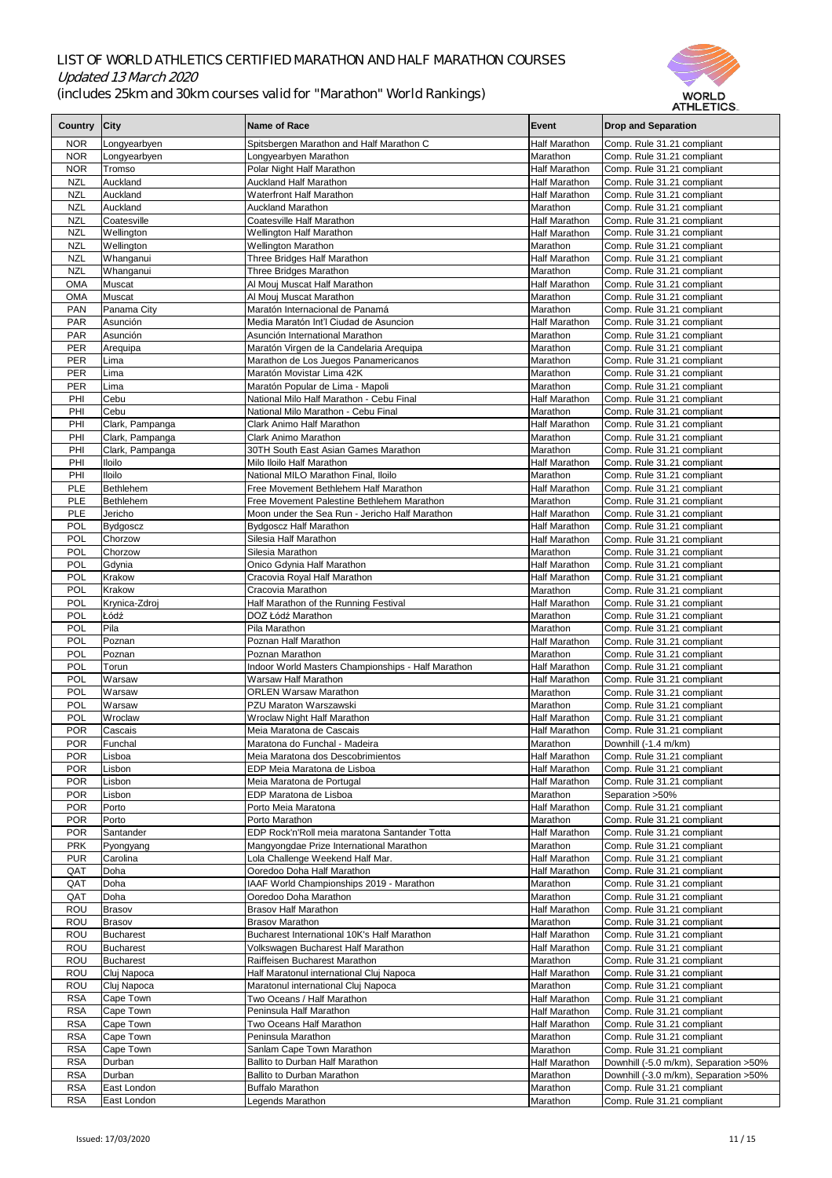# LIST OF WORLD ATHLETICS CERTIFIED MARATHON AND HALF MARATHON COURSES

*Updated 13 March 2020*

(includes 25km and 30km courses valid for "Marathon" World Rankings)

| Country | City | Name of Race | Event | Drop and Separation |
|---|---|---|---|---|
| NOR | Longyearbyen | Spitsbergen Marathon and Half Marathon C | Half Marathon | Comp. Rule 31.21 compliant |
| NOR | Longyearbyen | Longyearbyen Marathon | Marathon | Comp. Rule 31.21 compliant |
| NOR | Tromso | Polar Night Half Marathon | Half Marathon | Comp. Rule 31.21 compliant |
| NZL | Auckland | Auckland Half Marathon | Half Marathon | Comp. Rule 31.21 compliant |
| NZL | Auckland | Waterfront Half Marathon | Half Marathon | Comp. Rule 31.21 compliant |
| NZL | Auckland | Auckland Marathon | Marathon | Comp. Rule 31.21 compliant |
| NZL | Coatesville | Coatesville Half Marathon | Half Marathon | Comp. Rule 31.21 compliant |
| NZL | Wellington | Wellington Half Marathon | Half Marathon | Comp. Rule 31.21 compliant |
| NZL | Wellington | Wellington Marathon | Marathon | Comp. Rule 31.21 compliant |
| NZL | Whanganui | Three Bridges Half Marathon | Half Marathon | Comp. Rule 31.21 compliant |
| NZL | Whanganui | Three Bridges Marathon | Marathon | Comp. Rule 31.21 compliant |
| OMA | Muscat | Al Mouj Muscat Half Marathon | Half Marathon | Comp. Rule 31.21 compliant |
| OMA | Muscat | Al Mouj Muscat Marathon | Marathon | Comp. Rule 31.21 compliant |
| PAN | Panama City | Maratón Internacional de Panamá | Marathon | Comp. Rule 31.21 compliant |
| PAR | Asunción | Media Maratón Int'l Ciudad de Asuncion | Half Marathon | Comp. Rule 31.21 compliant |
| PAR | Asunción | Asunción International Marathon | Marathon | Comp. Rule 31.21 compliant |
| PER | Arequipa | Maratón Virgen de la Candelaria Arequipa | Marathon | Comp. Rule 31.21 compliant |
| PER | Lima | Marathon de Los Juegos Panamericanos | Marathon | Comp. Rule 31.21 compliant |
| PER | Lima | Maratón Movistar Lima 42K | Marathon | Comp. Rule 31.21 compliant |
| PER | Lima | Maratón Popular de Lima - Mapoli | Marathon | Comp. Rule 31.21 compliant |
| PHI | Cebu | National Milo Half Marathon - Cebu Final | Half Marathon | Comp. Rule 31.21 compliant |
| PHI | Cebu | National Milo Marathon - Cebu Final | Marathon | Comp. Rule 31.21 compliant |
| PHI | Clark, Pampanga | Clark Animo Half Marathon | Half Marathon | Comp. Rule 31.21 compliant |
| PHI | Clark, Pampanga | Clark Animo Marathon | Marathon | Comp. Rule 31.21 compliant |
| PHI | Clark, Pampanga | 30TH South East Asian Games Marathon | Marathon | Comp. Rule 31.21 compliant |
| PHI | Iloilo | Milo Iloilo Half Marathon | Half Marathon | Comp. Rule 31.21 compliant |
| PHI | Iloilo | National MILO Marathon Final, Iloilo | Marathon | Comp. Rule 31.21 compliant |
| PLE | Bethlehem | Free Movement Bethlehem Half Marathon | Half Marathon | Comp. Rule 31.21 compliant |
| PLE | Bethlehem | Free Movement Palestine Bethlehem Marathon | Marathon | Comp. Rule 31.21 compliant |
| PLE | Jericho | Moon under the Sea Run - Jericho Half Marathon | Half Marathon | Comp. Rule 31.21 compliant |
| POL | Bydgoscz | Bydgoscz Half Marathon | Half Marathon | Comp. Rule 31.21 compliant |
| POL | Chorzow | Silesia Half Marathon | Half Marathon | Comp. Rule 31.21 compliant |
| POL | Chorzow | Silesia Marathon | Marathon | Comp. Rule 31.21 compliant |
| POL | Gdynia | Onico Gdynia Half Marathon | Half Marathon | Comp. Rule 31.21 compliant |
| POL | Krakow | Cracovia Royal Half Marathon | Half Marathon | Comp. Rule 31.21 compliant |
| POL | Krakow | Cracovia Marathon | Marathon | Comp. Rule 31.21 compliant |
| POL | Krynica-Zdroj | Half Marathon of the Running Festival | Half Marathon | Comp. Rule 31.21 compliant |
| POL | Łódź | DOZ Łódź Marathon | Marathon | Comp. Rule 31.21 compliant |
| POL | Pila | Pila Marathon | Marathon | Comp. Rule 31.21 compliant |
| POL | Poznan | Poznan Half Marathon | Half Marathon | Comp. Rule 31.21 compliant |
| POL | Poznan | Poznan Marathon | Marathon | Comp. Rule 31.21 compliant |
| POL | Torun | Indoor World Masters Championships - Half Marathon | Half Marathon | Comp. Rule 31.21 compliant |
| POL | Warsaw | Warsaw Half Marathon | Half Marathon | Comp. Rule 31.21 compliant |
| POL | Warsaw | ORLEN Warsaw Marathon | Marathon | Comp. Rule 31.21 compliant |
| POL | Warsaw | PZU Maraton Warszawski | Marathon | Comp. Rule 31.21 compliant |
| POL | Wroclaw | Wroclaw Night Half Marathon | Half Marathon | Comp. Rule 31.21 compliant |
| POR | Cascais | Meia Maratona de Cascais | Half Marathon | Comp. Rule 31.21 compliant |
| POR | Funchal | Maratona do Funchal - Madeira | Marathon | Downhill (-1.4 m/km) |
| POR | Lisboa | Meia Maratona dos Descobrimientos | Half Marathon | Comp. Rule 31.21 compliant |
| POR | Lisbon | EDP Meia Maratona de Lisboa | Half Marathon | Comp. Rule 31.21 compliant |
| POR | Lisbon | Meia Maratona de Portugal | Half Marathon | Comp. Rule 31.21 compliant |
| POR | Lisbon | EDP Maratona de Lisboa | Marathon | Separation >50% |
| POR | Porto | Porto Meia Maratona | Half Marathon | Comp. Rule 31.21 compliant |
| POR | Porto | Porto Marathon | Marathon | Comp. Rule 31.21 compliant |
| POR | Santander | EDP Rock'n'Roll meia maratona Santander Totta | Half Marathon | Comp. Rule 31.21 compliant |
| PRK | Pyongyang | Mangyongdae Prize International Marathon | Marathon | Comp. Rule 31.21 compliant |
| PUR | Carolina | Lola Challenge Weekend Half Mar. | Half Marathon | Comp. Rule 31.21 compliant |
| QAT | Doha | Ooredoo Doha Half Marathon | Half Marathon | Comp. Rule 31.21 compliant |
| QAT | Doha | IAAF World Championships 2019 - Marathon | Marathon | Comp. Rule 31.21 compliant |
| QAT | Doha | Ooredoo Doha Marathon | Marathon | Comp. Rule 31.21 compliant |
| ROU | Brasov | Brasov Half Marathon | Half Marathon | Comp. Rule 31.21 compliant |
| ROU | Brasov | Brasov Marathon | Marathon | Comp. Rule 31.21 compliant |
| ROU | Bucharest | Bucharest International 10K's Half Marathon | Half Marathon | Comp. Rule 31.21 compliant |
| ROU | Bucharest | Volkswagen Bucharest Half Marathon | Half Marathon | Comp. Rule 31.21 compliant |
| ROU | Bucharest | Raiffeisen Bucharest Marathon | Marathon | Comp. Rule 31.21 compliant |
| ROU | Cluj Napoca | Half Maratonul international Cluj Napoca | Half Marathon | Comp. Rule 31.21 compliant |
| ROU | Cluj Napoca | Maratonul international Cluj Napoca | Marathon | Comp. Rule 31.21 compliant |
| RSA | Cape Town | Two Oceans / Half Marathon | Half Marathon | Comp. Rule 31.21 compliant |
| RSA | Cape Town | Peninsula Half Marathon | Half Marathon | Comp. Rule 31.21 compliant |
| RSA | Cape Town | Two Oceans Half Marathon | Half Marathon | Comp. Rule 31.21 compliant |
| RSA | Cape Town | Peninsula Marathon | Marathon | Comp. Rule 31.21 compliant |
| RSA | Cape Town | Sanlam Cape Town Marathon | Marathon | Comp. Rule 31.21 compliant |
| RSA | Durban | Ballito to Durban Half Marathon | Half Marathon | Downhill (-5.0 m/km), Separation >50% |
| RSA | Durban | Ballito to Durban Marathon | Marathon | Downhill (-3.0 m/km), Separation >50% |
| RSA | East London | Buffalo Marathon | Marathon | Comp. Rule 31.21 compliant |
| RSA | East London | Legends Marathon | Marathon | Comp. Rule 31.21 compliant |

Issued: 17/03/2020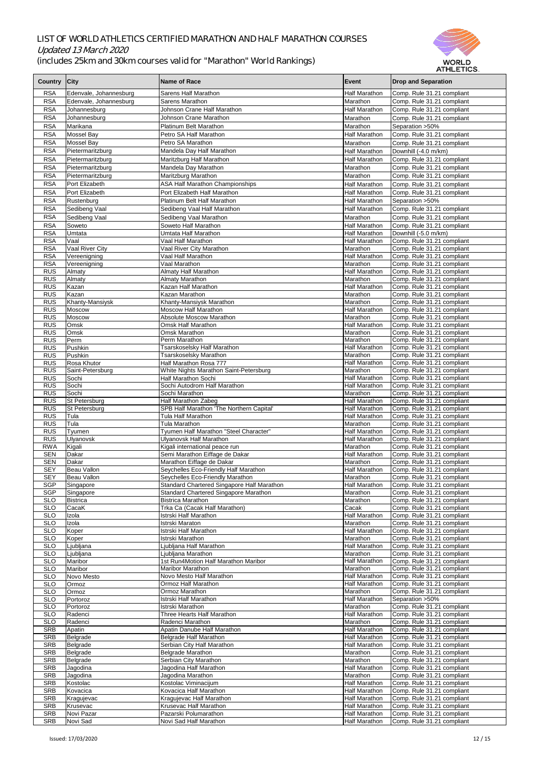# LIST OF WORLD ATHLETICS CERTIFIED MARATHON AND HALF MARATHON COURSES

*Updated 13 March 2020*

(includes 25km and 30km courses valid for "Marathon" World Rankings)

| Country | City | Name of Race | Event | Drop and Separation |
|---|---|---|---|---|
| RSA | Edenvale, Johannesburg | Sarens Half Marathon | Half Marathon | Comp. Rule 31.21 compliant |
| RSA | Edenvale, Johannesburg | Sarens Marathon | Marathon | Comp. Rule 31.21 compliant |
| RSA | Johannesburg | Johnson Crane Half Marathon | Half Marathon | Comp. Rule 31.21 compliant |
| RSA | Johannesburg | Johnson Crane Marathon | Marathon | Comp. Rule 31.21 compliant |
| RSA | Marikana | Platinum Belt Marathon | Marathon | Separation >50% |
| RSA | Mossel Bay | Petro SA Half Marathon | Half Marathon | Comp. Rule 31.21 compliant |
| RSA | Mossel Bay | Petro SA Marathon | Marathon | Comp. Rule 31.21 compliant |
| RSA | Pietermaritzburg | Mandela Day Half Marathon | Half Marathon | Downhill (-4.0 m/km) |
| RSA | Pietermaritzburg | Maritzburg Half Marathon | Half Marathon | Comp. Rule 31.21 compliant |
| RSA | Pietermaritzburg | Mandela Day Marathon | Marathon | Comp. Rule 31.21 compliant |
| RSA | Pietermaritzburg | Maritzburg Marathon | Marathon | Comp. Rule 31.21 compliant |
| RSA | Port Elizabeth | ASA Half Marathon Championships | Half Marathon | Comp. Rule 31.21 compliant |
| RSA | Port Elizabeth | Port Elizabeth Half Marathon | Half Marathon | Comp. Rule 31.21 compliant |
| RSA | Rustenburg | Platinum Belt Half Marathon | Half Marathon | Separation >50% |
| RSA | Sedibeng Vaal | Sedibeng Vaal Half Marathon | Half Marathon | Comp. Rule 31.21 compliant |
| RSA | Sedibeng Vaal | Sedibeng Vaal Marathon | Marathon | Comp. Rule 31.21 compliant |
| RSA | Soweto | Soweto Half Marathon | Half Marathon | Comp. Rule 31.21 compliant |
| RSA | Umtata | Umtata Half Marathon | Half Marathon | Downhill (-5.0 m/km) |
| RSA | Vaal | Vaal Half Marathon | Half Marathon | Comp. Rule 31.21 compliant |
| RSA | Vaal River City | Vaal River City Marathon | Marathon | Comp. Rule 31.21 compliant |
| RSA | Vereenigning | Vaal Half Marathon | Half Marathon | Comp. Rule 31.21 compliant |
| RSA | Vereenigning | Vaal Marathon | Marathon | Comp. Rule 31.21 compliant |
| RUS | Almaty | Almaty Half Marathon | Half Marathon | Comp. Rule 31.21 compliant |
| RUS | Almaty | Almaty Marathon | Marathon | Comp. Rule 31.21 compliant |
| RUS | Kazan | Kazan Half Marathon | Half Marathon | Comp. Rule 31.21 compliant |
| RUS | Kazan | Kazan Marathon | Marathon | Comp. Rule 31.21 compliant |
| RUS | Khanty-Mansiysk | Khanty-Mansiysk Marathon | Marathon | Comp. Rule 31.21 compliant |
| RUS | Moscow | Moscow Half Marathon | Half Marathon | Comp. Rule 31.21 compliant |
| RUS | Moscow | Absolute Moscow Marathon | Marathon | Comp. Rule 31.21 compliant |
| RUS | Omsk | Omsk Half Marathon | Half Marathon | Comp. Rule 31.21 compliant |
| RUS | Omsk | Omsk Marathon | Marathon | Comp. Rule 31.21 compliant |
| RUS | Perm | Perm Marathon | Marathon | Comp. Rule 31.21 compliant |
| RUS | Pushkin | Tsarskoselsky Half Marathon | Half Marathon | Comp. Rule 31.21 compliant |
| RUS | Pushkin | Tsarskoselsky Marathon | Marathon | Comp. Rule 31.21 compliant |
| RUS | Rosa Khutor | Half Marathon Rosa 777 | Half Marathon | Comp. Rule 31.21 compliant |
| RUS | Saint-Petersburg | White Nights Marathon Saint-Petersburg | Marathon | Comp. Rule 31.21 compliant |
| RUS | Sochi | Half Marathon Sochi | Half Marathon | Comp. Rule 31.21 compliant |
| RUS | Sochi | Sochi Autodrom Half Marathon | Half Marathon | Comp. Rule 31.21 compliant |
| RUS | Sochi | Sochi Marathon | Marathon | Comp. Rule 31.21 compliant |
| RUS | St Petersburg | Half Marathon Zabeg | Half Marathon | Comp. Rule 31.21 compliant |
| RUS | St Petersburg | SPB Half Marathon 'The Northern Capital' | Half Marathon | Comp. Rule 31.21 compliant |
| RUS | Tula | Tula Half Marathon | Half Marathon | Comp. Rule 31.21 compliant |
| RUS | Tula | Tula Marathon | Marathon | Comp. Rule 31.21 compliant |
| RUS | Tyumen | Tyumen Half Marathon "Steel Character" | Half Marathon | Comp. Rule 31.21 compliant |
| RUS | Ulyanovsk | Ulyanovsk Half Marathon | Half Marathon | Comp. Rule 31.21 compliant |
| RWA | Kigali | Kigali international peace run | Marathon | Comp. Rule 31.21 compliant |
| SEN | Dakar | Semi Marathon Eiffage de Dakar | Half Marathon | Comp. Rule 31.21 compliant |
| SEN | Dakar | Marathon Eiffage de Dakar | Marathon | Comp. Rule 31.21 compliant |
| SEY | Beau Vallon | Seychelles Eco-Friendly Half Marathon | Half Marathon | Comp. Rule 31.21 compliant |
| SEY | Beau Vallon | Seychelles Eco-Friendly Marathon | Marathon | Comp. Rule 31.21 compliant |
| SGP | Singapore | Standard Chartered Singapore Half Marathon | Half Marathon | Comp. Rule 31.21 compliant |
| SGP | Singapore | Standard Chartered Singapore Marathon | Marathon | Comp. Rule 31.21 compliant |
| SLO | Bistrica | Bistrica Marathon | Marathon | Comp. Rule 31.21 compliant |
| SLO | CacaK | Trka Ca (Cacak Half Marathon) | Cacak | Comp. Rule 31.21 compliant |
| SLO | Izola | Istrski Half Marathon | Half Marathon | Comp. Rule 31.21 compliant |
| SLO | Izola | Istrski Maraton | Marathon | Comp. Rule 31.21 compliant |
| SLO | Koper | Istrski Half Marathon | Half Marathon | Comp. Rule 31.21 compliant |
| SLO | Koper | Istrski Marathon | Marathon | Comp. Rule 31.21 compliant |
| SLO | Ljubljana | Ljubljana Half Marathon | Half Marathon | Comp. Rule 31.21 compliant |
| SLO | Ljubljana | Ljubljana Marathon | Marathon | Comp. Rule 31.21 compliant |
| SLO | Maribor | 1st Run4Motion Half Marathon Maribor | Half Marathon | Comp. Rule 31.21 compliant |
| SLO | Maribor | Maribor Marathon | Marathon | Comp. Rule 31.21 compliant |
| SLO | Novo Mesto | Novo Mesto Half Marathon | Half Marathon | Comp. Rule 31.21 compliant |
| SLO | Ormoz | Ormoz Half Marathon | Half Marathon | Comp. Rule 31.21 compliant |
| SLO | Ormoz | Ormoz Marathon | Marathon | Comp. Rule 31.21 compliant |
| SLO | Portoroz | Istrski Half Marathon | Half Marathon | Separation >50% |
| SLO | Portoroz | Istrski Marathon | Marathon | Comp. Rule 31.21 compliant |
| SLO | Radenci | Three Hearts Half Marathon | Half Marathon | Comp. Rule 31.21 compliant |
| SLO | Radenci | Radenci Marathon | Marathon | Comp. Rule 31.21 compliant |
| SRB | Apatin | Apatin Danube Half Marathon | Half Marathon | Comp. Rule 31.21 compliant |
| SRB | Belgrade | Belgrade Half Marathon | Half Marathon | Comp. Rule 31.21 compliant |
| SRB | Belgrade | Serbian City Half Marathon | Half Marathon | Comp. Rule 31.21 compliant |
| SRB | Belgrade | Belgrade Marathon | Marathon | Comp. Rule 31.21 compliant |
| SRB | Belgrade | Serbian City Marathon | Marathon | Comp. Rule 31.21 compliant |
| SRB | Jagodina | Jagodina Half Marathon | Half Marathon | Comp. Rule 31.21 compliant |
| SRB | Jagodina | Jagodina Marathon | Marathon | Comp. Rule 31.21 compliant |
| SRB | Kostolac | Kostolac Viminacijum | Half Marathon | Comp. Rule 31.21 compliant |
| SRB | Kovacica | Kovacica Half Marathon | Half Marathon | Comp. Rule 31.21 compliant |
| SRB | Kragujevac | Kragujevac Half Marathon | Half Marathon | Comp. Rule 31.21 compliant |
| SRB | Krusevac | Krusevac Half Marathon | Half Marathon | Comp. Rule 31.21 compliant |
| SRB | Novi Pazar | Pazarski Polumarathon | Half Marathon | Comp. Rule 31.21 compliant |
| SRB | Novi Sad | Novi Sad Half Marathon | Half Marathon | Comp. Rule 31.21 compliant |

Issued: 17/03/2020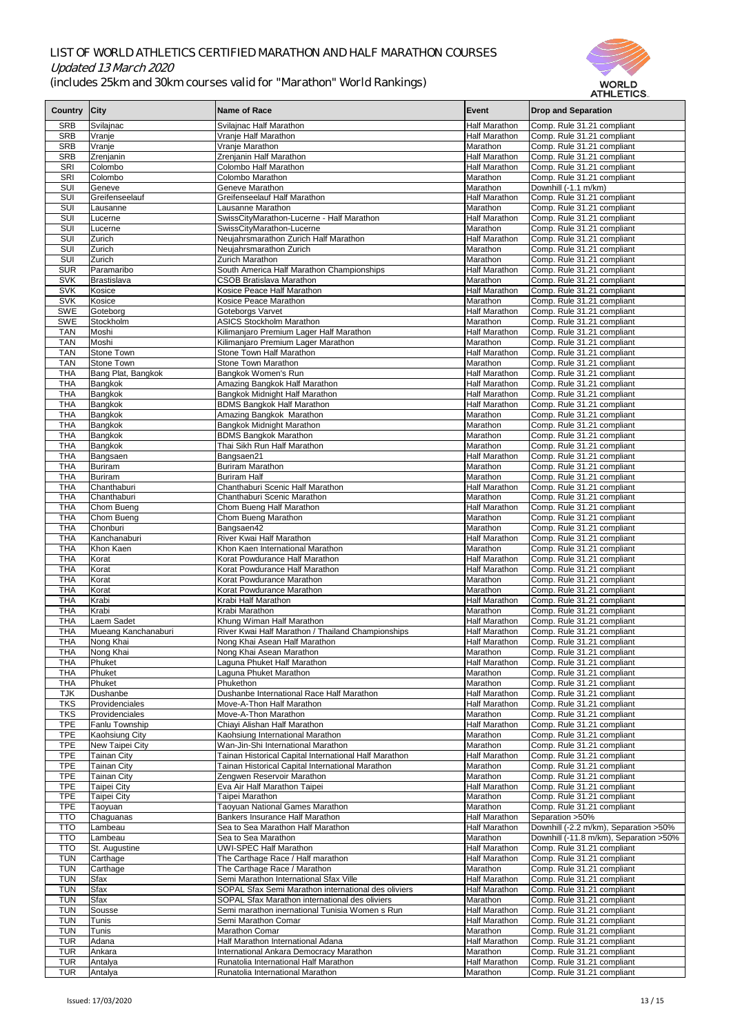# LIST OF WORLD ATHLETICS CERTIFIED MARATHON AND HALF MARATHON COURSES

*Updated 13 March 2020*

(includes 25km and 30km courses valid for "Marathon" World Rankings)

| Country | City | Name of Race | Event | Drop and Separation |
|---|---|---|---|---|
| SRB | Svilajnac | Svilajnac Half Marathon | Half Marathon | Comp. Rule 31.21 compliant |
| SRB | Vranje | Vranje Half Marathon | Half Marathon | Comp. Rule 31.21 compliant |
| SRB | Vranje | Vranje Marathon | Marathon | Comp. Rule 31.21 compliant |
| SRB | Zrenjanin | Zrenjanin Half Marathon | Half Marathon | Comp. Rule 31.21 compliant |
| SRI | Colombo | Colombo Half Marathon | Half Marathon | Comp. Rule 31.21 compliant |
| SRI | Colombo | Colombo Marathon | Marathon | Comp. Rule 31.21 compliant |
| SUI | Geneve | Geneve Marathon | Marathon | Downhill (-1.1 m/km) |
| SUI | Greifenseelauf | Greifenseelauf Half Marathon | Half Marathon | Comp. Rule 31.21 compliant |
| SUI | Lausanne | Lausanne Marathon | Marathon | Comp. Rule 31.21 compliant |
| SUI | Lucerne | SwissCityMarathon-Lucerne - Half Marathon | Half Marathon | Comp. Rule 31.21 compliant |
| SUI | Lucerne | SwissCityMarathon-Lucerne | Marathon | Comp. Rule 31.21 compliant |
| SUI | Zurich | Neujahrsmarathon Zurich Half Marathon | Half Marathon | Comp. Rule 31.21 compliant |
| SUI | Zurich | Neujahrsmarathon Zurich | Marathon | Comp. Rule 31.21 compliant |
| SUI | Zurich | Zurich Marathon | Marathon | Comp. Rule 31.21 compliant |
| SUR | Paramaribo | South America Half Marathon Championships | Half Marathon | Comp. Rule 31.21 compliant |
| SVK | Brastislava | CSOB Bratislava Marathon | Marathon | Comp. Rule 31.21 compliant |
| SVK | Kosice | Kosice Peace Half Marathon | Half Marathon | Comp. Rule 31.21 compliant |
| SVK | Kosice | Kosice Peace Marathon | Marathon | Comp. Rule 31.21 compliant |
| SWE | Goteborg | Goteborgs Varvet | Half Marathon | Comp. Rule 31.21 compliant |
| SWE | Stockholm | ASICS Stockholm Marathon | Marathon | Comp. Rule 31.21 compliant |
| TAN | Moshi | Kilimanjaro Premium Lager Half Marathon | Half Marathon | Comp. Rule 31.21 compliant |
| TAN | Moshi | Kilimanjaro Premium Lager Marathon | Marathon | Comp. Rule 31.21 compliant |
| TAN | Stone Town | Stone Town Half Marathon | Half Marathon | Comp. Rule 31.21 compliant |
| TAN | Stone Town | Stone Town Marathon | Marathon | Comp. Rule 31.21 compliant |
| THA | Bang Plat, Bangkok | Bangkok Women's Run | Half Marathon | Comp. Rule 31.21 compliant |
| THA | Bangkok | Amazing Bangkok Half Marathon | Half Marathon | Comp. Rule 31.21 compliant |
| THA | Bangkok | Bangkok Midnight Half Marathon | Half Marathon | Comp. Rule 31.21 compliant |
| THA | Bangkok | BDMS Bangkok Half Marathon | Half Marathon | Comp. Rule 31.21 compliant |
| THA | Bangkok | Amazing Bangkok Marathon | Marathon | Comp. Rule 31.21 compliant |
| THA | Bangkok | Bangkok Midnight Marathon | Marathon | Comp. Rule 31.21 compliant |
| THA | Bangkok | BDMS Bangkok Marathon | Marathon | Comp. Rule 31.21 compliant |
| THA | Bangkok | Thai Sikh Run Half Marathon | Marathon | Comp. Rule 31.21 compliant |
| THA | Bangsaen | Bangsaen21 | Half Marathon | Comp. Rule 31.21 compliant |
| THA | Buriram | Buriram Marathon | Marathon | Comp. Rule 31.21 compliant |
| THA | Buriram | Buriram Half | Marathon | Comp. Rule 31.21 compliant |
| THA | Chanthaburi | Chanthaburi Scenic Half Marathon | Half Marathon | Comp. Rule 31.21 compliant |
| THA | Chanthaburi | Chanthaburi Scenic Marathon | Marathon | Comp. Rule 31.21 compliant |
| THA | Chom Bueng | Chom Bueng Half Marathon | Half Marathon | Comp. Rule 31.21 compliant |
| THA | Chom Bueng | Chom Bueng Marathon | Marathon | Comp. Rule 31.21 compliant |
| THA | Chonburi | Bangsaen42 | Marathon | Comp. Rule 31.21 compliant |
| THA | Kanchanaburi | River Kwai Half Marathon | Half Marathon | Comp. Rule 31.21 compliant |
| THA | Khon Kaen | Khon Kaen International Marathon | Marathon | Comp. Rule 31.21 compliant |
| THA | Korat | Korat Powdurance Half Marathon | Half Marathon | Comp. Rule 31.21 compliant |
| THA | Korat | Korat Powdurance Half Marathon | Half Marathon | Comp. Rule 31.21 compliant |
| THA | Korat | Korat Powdurance Marathon | Marathon | Comp. Rule 31.21 compliant |
| THA | Korat | Korat Powdurance Marathon | Marathon | Comp. Rule 31.21 compliant |
| THA | Krabi | Krabi Half Marathon | Half Marathon | Comp. Rule 31.21 compliant |
| THA | Krabi | Krabi Marathon | Marathon | Comp. Rule 31.21 compliant |
| THA | Laem Sadet | Khung Wiman Half Marathon | Half Marathon | Comp. Rule 31.21 compliant |
| THA | Mueang Kanchanaburi | River Kwai Half Marathon / Thailand Championships | Half Marathon | Comp. Rule 31.21 compliant |
| THA | Nong Khai | Nong Khai Asean Half Marathon | Half Marathon | Comp. Rule 31.21 compliant |
| THA | Nong Khai | Nong Khai Asean Marathon | Marathon | Comp. Rule 31.21 compliant |
| THA | Phuket | Laguna Phuket Half Marathon | Half Marathon | Comp. Rule 31.21 compliant |
| THA | Phuket | Laguna Phuket Marathon | Marathon | Comp. Rule 31.21 compliant |
| THA | Phuket | Phukethon | Marathon | Comp. Rule 31.21 compliant |
| TJK | Dushanbe | Dushanbe International Race Half Marathon | Half Marathon | Comp. Rule 31.21 compliant |
| TKS | Providenciales | Move-A-Thon Half Marathon | Half Marathon | Comp. Rule 31.21 compliant |
| TKS | Providenciales | Move-A-Thon Marathon | Marathon | Comp. Rule 31.21 compliant |
| TPE | Fanlu Township | Chiayi Alishan Half Marathon | Half Marathon | Comp. Rule 31.21 compliant |
| TPE | Kaohsiung City | Kaohsiung International Marathon | Marathon | Comp. Rule 31.21 compliant |
| TPE | New Taipei City | Wan-Jin-Shi International Marathon | Marathon | Comp. Rule 31.21 compliant |
| TPE | Tainan City | Tainan Historical Capital International Half Marathon | Half Marathon | Comp. Rule 31.21 compliant |
| TPE | Tainan City | Tainan Historical Capital International Marathon | Marathon | Comp. Rule 31.21 compliant |
| TPE | Tainan City | Zengwen Reservoir Marathon | Marathon | Comp. Rule 31.21 compliant |
| TPE | Taipei City | Eva Air Half Marathon Taipei | Half Marathon | Comp. Rule 31.21 compliant |
| TPE | Taipei City | Taipei Marathon | Marathon | Comp. Rule 31.21 compliant |
| TPE | Taoyuan | Taoyuan National Games Marathon | Marathon | Comp. Rule 31.21 compliant |
| TTO | Chaguanas | Bankers Insurance Half Marathon | Half Marathon | Separation >50% |
| TTO | Lambeau | Sea to Sea Marathon Half Marathon | Half Marathon | Downhill (-2.2 m/km), Separation >50% |
| TTO | Lambeau | Sea to Sea Marathon | Marathon | Downhill (-11.8 m/km), Separation >50% |
| TTO | St. Augustine | UWI-SPEC Half Marathon | Half Marathon | Comp. Rule 31.21 compliant |
| TUN | Carthage | The Carthage Race / Half marathon | Half Marathon | Comp. Rule 31.21 compliant |
| TUN | Carthage | The Carthage Race / Marathon | Marathon | Comp. Rule 31.21 compliant |
| TUN | Sfax | Semi Marathon International Sfax Ville | Half Marathon | Comp. Rule 31.21 compliant |
| TUN | Sfax | SOPAL Sfax Semi Marathon international des oliviers | Half Marathon | Comp. Rule 31.21 compliant |
| TUN | Sfax | SOPAL Sfax Marathon international des oliviers | Marathon | Comp. Rule 31.21 compliant |
| TUN | Sousse | Semi marathon inernational Tunisia Women s Run | Half Marathon | Comp. Rule 31.21 compliant |
| TUN | Tunis | Semi Marathon Comar | Half Marathon | Comp. Rule 31.21 compliant |
| TUN | Tunis | Marathon Comar | Marathon | Comp. Rule 31.21 compliant |
| TUR | Adana | Half Marathon International Adana | Half Marathon | Comp. Rule 31.21 compliant |
| TUR | Ankara | International Ankara Democracy Marathon | Marathon | Comp. Rule 31.21 compliant |
| TUR | Antalya | Runatolia International Half Marathon | Half Marathon | Comp. Rule 31.21 compliant |
| TUR | Antalya | Runatolia International Marathon | Marathon | Comp. Rule 31.21 compliant |

Issued: 17/03/2020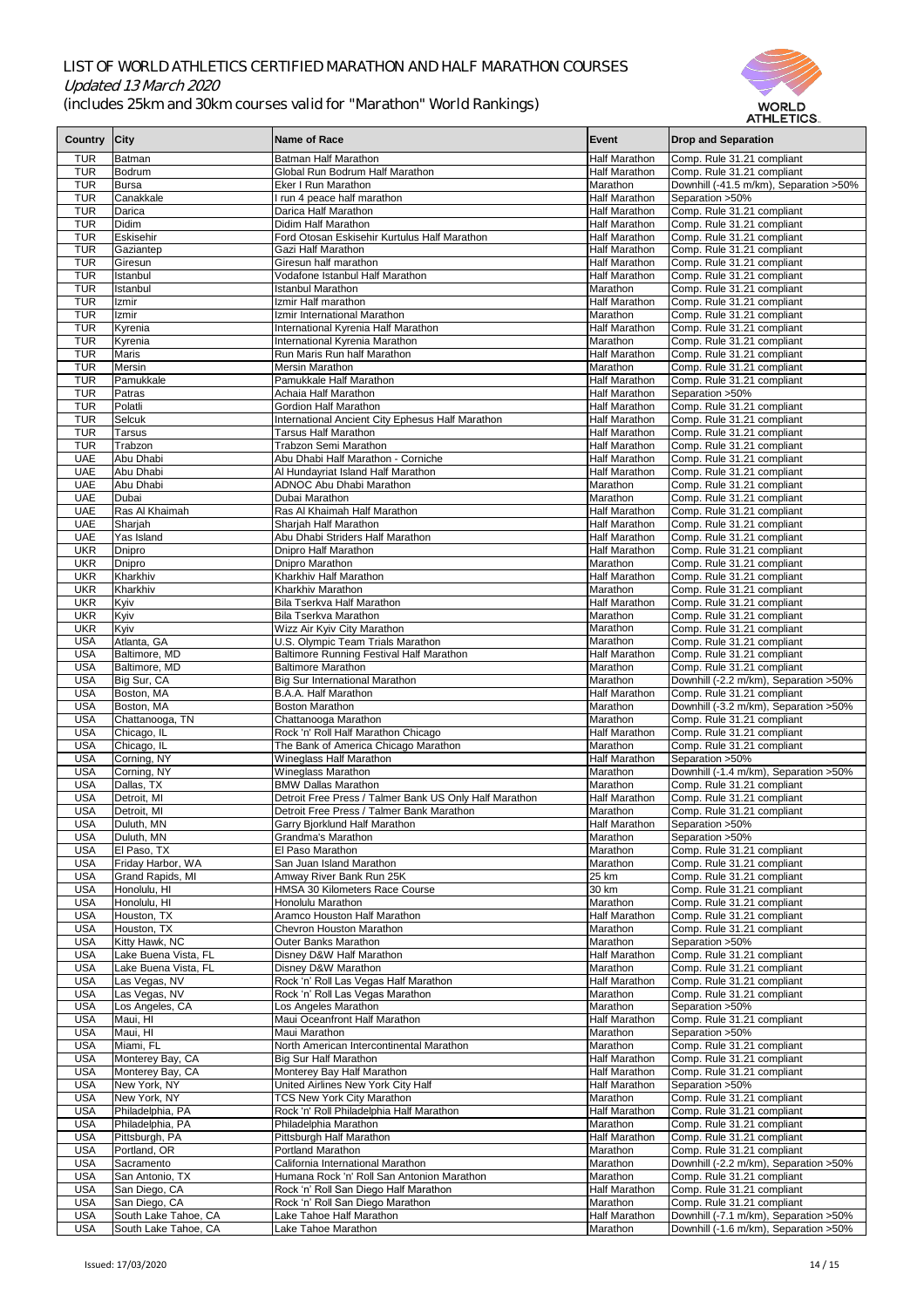# LIST OF WORLD ATHLETICS CERTIFIED MARATHON AND HALF MARATHON COURSES

*Updated 13 March 2020*

(includes 25km and 30km courses valid for "Marathon" World Rankings)

| Country | City | Name of Race | Event | Drop and Separation |
|---|---|---|---|---|
| TUR | Batman | Batman Half Marathon | Half Marathon | Comp. Rule 31.21 compliant |
| TUR | Bodrum | Global Run Bodrum Half Marathon | Half Marathon | Comp. Rule 31.21 compliant |
| TUR | Bursa | Eker I Run Marathon | Marathon | Downhill (-41.5 m/km), Separation >50% |
| TUR | Canakkale | I run 4 peace half marathon | Half Marathon | Separation >50% |
| TUR | Darica | Darica Half Marathon | Half Marathon | Comp. Rule 31.21 compliant |
| TUR | Didim | Didim Half Marathon | Half Marathon | Comp. Rule 31.21 compliant |
| TUR | Eskisehir | Ford Otosan Eskisehir Kurtulus Half Marathon | Half Marathon | Comp. Rule 31.21 compliant |
| TUR | Gaziantep | Gazi Half Marathon | Half Marathon | Comp. Rule 31.21 compliant |
| TUR | Giresun | Giresun half marathon | Half Marathon | Comp. Rule 31.21 compliant |
| TUR | Istanbul | Vodafone Istanbul Half Marathon | Half Marathon | Comp. Rule 31.21 compliant |
| TUR | Istanbul | Istanbul Marathon | Marathon | Comp. Rule 31.21 compliant |
| TUR | Izmir | Izmir Half marathon | Half Marathon | Comp. Rule 31.21 compliant |
| TUR | Izmir | Izmir International Marathon | Marathon | Comp. Rule 31.21 compliant |
| TUR | Kyrenia | International Kyrenia Half Marathon | Half Marathon | Comp. Rule 31.21 compliant |
| TUR | Kyrenia | International Kyrenia Marathon | Marathon | Comp. Rule 31.21 compliant |
| TUR | Maris | Run Maris Run half Marathon | Half Marathon | Comp. Rule 31.21 compliant |
| TUR | Mersin | Mersin Marathon | Marathon | Comp. Rule 31.21 compliant |
| TUR | Pamukkale | Pamukkale Half Marathon | Half Marathon | Comp. Rule 31.21 compliant |
| TUR | Patras | Achaia Half Marathon | Half Marathon | Separation >50% |
| TUR | Polatli | Gordion Half Marathon | Half Marathon | Comp. Rule 31.21 compliant |
| TUR | Selcuk | International Ancient City Ephesus Half Marathon | Half Marathon | Comp. Rule 31.21 compliant |
| TUR | Tarsus | Tarsus Half Marathon | Half Marathon | Comp. Rule 31.21 compliant |
| TUR | Trabzon | Trabzon Semi Marathon | Half Marathon | Comp. Rule 31.21 compliant |
| UAE | Abu Dhabi | Abu Dhabi Half Marathon - Corniche | Half Marathon | Comp. Rule 31.21 compliant |
| UAE | Abu Dhabi | Al Hundayriat Island Half Marathon | Half Marathon | Comp. Rule 31.21 compliant |
| UAE | Abu Dhabi | ADNOC Abu Dhabi Marathon | Marathon | Comp. Rule 31.21 compliant |
| UAE | Dubai | Dubai Marathon | Marathon | Comp. Rule 31.21 compliant |
| UAE | Ras Al Khaimah | Ras Al Khaimah Half Marathon | Half Marathon | Comp. Rule 31.21 compliant |
| UAE | Sharjah | Sharjah Half Marathon | Half Marathon | Comp. Rule 31.21 compliant |
| UAE | Yas Island | Abu Dhabi Striders Half Marathon | Half Marathon | Comp. Rule 31.21 compliant |
| UKR | Dnipro | Dnipro Half Marathon | Half Marathon | Comp. Rule 31.21 compliant |
| UKR | Dnipro | Dnipro Marathon | Marathon | Comp. Rule 31.21 compliant |
| UKR | Kharkhiv | Kharkhiv Half Marathon | Half Marathon | Comp. Rule 31.21 compliant |
| UKR | Kharkhiv | Kharkhiv Marathon | Marathon | Comp. Rule 31.21 compliant |
| UKR | Kyiv | Bila Tserkva Half Marathon | Half Marathon | Comp. Rule 31.21 compliant |
| UKR | Kyiv | Bila Tserkva Marathon | Marathon | Comp. Rule 31.21 compliant |
| UKR | Kyiv | Wizz Air Kyiv City Marathon | Marathon | Comp. Rule 31.21 compliant |
| USA | Atlanta, GA | U.S. Olympic Team Trials Marathon | Marathon | Comp. Rule 31.21 compliant |
| USA | Baltimore, MD | Baltimore Running Festival Half Marathon | Half Marathon | Comp. Rule 31.21 compliant |
| USA | Baltimore, MD | Baltimore Marathon | Marathon | Comp. Rule 31.21 compliant |
| USA | Big Sur, CA | Big Sur International Marathon | Marathon | Downhill (-2.2 m/km), Separation >50% |
| USA | Boston, MA | B.A.A. Half Marathon | Half Marathon | Comp. Rule 31.21 compliant |
| USA | Boston, MA | Boston Marathon | Marathon | Downhill (-3.2 m/km), Separation >50% |
| USA | Chattanooga, TN | Chattanooga Marathon | Marathon | Comp. Rule 31.21 compliant |
| USA | Chicago, IL | Rock 'n' Roll Half Marathon Chicago | Half Marathon | Comp. Rule 31.21 compliant |
| USA | Chicago, IL | The Bank of America Chicago Marathon | Marathon | Comp. Rule 31.21 compliant |
| USA | Corning, NY | Wineglass Half Marathon | Half Marathon | Separation >50% |
| USA | Corning, NY | Wineglass Marathon | Marathon | Downhill (-1.4 m/km), Separation >50% |
| USA | Dallas, TX | BMW Dallas Marathon | Marathon | Comp. Rule 31.21 compliant |
| USA | Detroit, MI | Detroit Free Press / Talmer Bank US Only Half Marathon | Half Marathon | Comp. Rule 31.21 compliant |
| USA | Detroit, MI | Detroit Free Press / Talmer Bank Marathon | Marathon | Comp. Rule 31.21 compliant |
| USA | Duluth, MN | Garry Bjorklund Half Marathon | Half Marathon | Separation >50% |
| USA | Duluth, MN | Grandma's Marathon | Marathon | Separation >50% |
| USA | El Paso, TX | El Paso Marathon | Marathon | Comp. Rule 31.21 compliant |
| USA | Friday Harbor, WA | San Juan Island Marathon | Marathon | Comp. Rule 31.21 compliant |
| USA | Grand Rapids, MI | Amway River Bank Run 25K | 25 km | Comp. Rule 31.21 compliant |
| USA | Honolulu, HI | HMSA 30 Kilometers Race Course | 30 km | Comp. Rule 31.21 compliant |
| USA | Honolulu, HI | Honolulu Marathon | Marathon | Comp. Rule 31.21 compliant |
| USA | Houston, TX | Aramco Houston Half Marathon | Half Marathon | Comp. Rule 31.21 compliant |
| USA | Houston, TX | Chevron Houston Marathon | Marathon | Comp. Rule 31.21 compliant |
| USA | Kitty Hawk, NC | Outer Banks Marathon | Marathon | Separation >50% |
| USA | Lake Buena Vista, FL | Disney D&W Half Marathon | Half Marathon | Comp. Rule 31.21 compliant |
| USA | Lake Buena Vista, FL | Disney D&W Marathon | Marathon | Comp. Rule 31.21 compliant |
| USA | Las Vegas, NV | Rock 'n' Roll Las Vegas Half Marathon | Half Marathon | Comp. Rule 31.21 compliant |
| USA | Las Vegas, NV | Rock 'n' Roll Las Vegas Marathon | Marathon | Comp. Rule 31.21 compliant |
| USA | Los Angeles, CA | Los Angeles Marathon | Marathon | Separation >50% |
| USA | Maui, HI | Maui Oceanfront Half Marathon | Half Marathon | Comp. Rule 31.21 compliant |
| USA | Maui, HI | Maui Marathon | Marathon | Separation >50% |
| USA | Miami, FL | North American Intercontinental Marathon | Marathon | Comp. Rule 31.21 compliant |
| USA | Monterey Bay, CA | Big Sur Half Marathon | Half Marathon | Comp. Rule 31.21 compliant |
| USA | Monterey Bay, CA | Monterey Bay Half Marathon | Half Marathon | Comp. Rule 31.21 compliant |
| USA | New York, NY | United Airlines New York City Half | Half Marathon | Separation >50% |
| USA | New York, NY | TCS New York City Marathon | Marathon | Comp. Rule 31.21 compliant |
| USA | Philadelphia, PA | Rock 'n' Roll Philadelphia Half Marathon | Half Marathon | Comp. Rule 31.21 compliant |
| USA | Philadelphia, PA | Philadelphia Marathon | Marathon | Comp. Rule 31.21 compliant |
| USA | Pittsburgh, PA | Pittsburgh Half Marathon | Half Marathon | Comp. Rule 31.21 compliant |
| USA | Portland, OR | Portland Marathon | Marathon | Comp. Rule 31.21 compliant |
| USA | Sacramento | California International Marathon | Marathon | Downhill (-2.2 m/km), Separation >50% |
| USA | San Antonio, TX | Humana Rock 'n' Roll San Antonion Marathon | Marathon | Comp. Rule 31.21 compliant |
| USA | San Diego, CA | Rock 'n' Roll San Diego Half Marathon | Half Marathon | Comp. Rule 31.21 compliant |
| USA | San Diego, CA | Rock 'n' Roll San Diego Marathon | Marathon | Comp. Rule 31.21 compliant |
| USA | South Lake Tahoe, CA | Lake Tahoe Half Marathon | Half Marathon | Downhill (-7.1 m/km), Separation >50% |
| USA | South Lake Tahoe, CA | Lake Tahoe Marathon | Marathon | Downhill (-1.6 m/km), Separation >50% |

Issued: 17/03/2020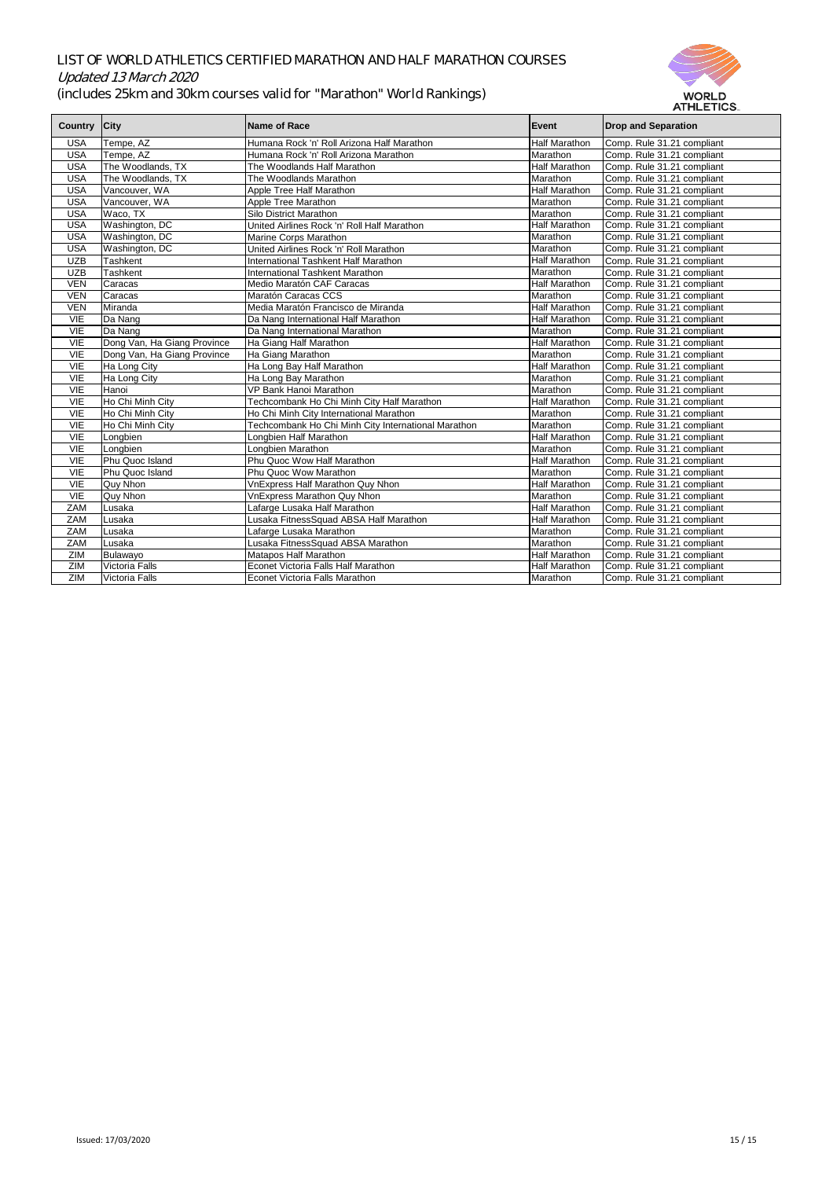# LIST OF WORLD ATHLETICS CERTIFIED MARATHON AND HALF MARATHON COURSES

*Updated 13 March 2020*

(includes 25km and 30km courses valid for "Marathon" World Rankings)

| Country | City | Name of Race | Event | Drop and Separation |
|---|---|---|---|---|
| USA | Tempe, AZ | Humana Rock 'n' Roll Arizona Half Marathon | Half Marathon | Comp. Rule 31.21 compliant |
| USA | Tempe, AZ | Humana Rock 'n' Roll Arizona Marathon | Marathon | Comp. Rule 31.21 compliant |
| USA | The Woodlands, TX | The Woodlands Half Marathon | Half Marathon | Comp. Rule 31.21 compliant |
| USA | The Woodlands, TX | The Woodlands Marathon | Marathon | Comp. Rule 31.21 compliant |
| USA | Vancouver, WA | Apple Tree Half Marathon | Half Marathon | Comp. Rule 31.21 compliant |
| USA | Vancouver, WA | Apple Tree Marathon | Marathon | Comp. Rule 31.21 compliant |
| USA | Waco, TX | Silo District Marathon | Marathon | Comp. Rule 31.21 compliant |
| USA | Washington, DC | United Airlines Rock 'n' Roll Half Marathon | Half Marathon | Comp. Rule 31.21 compliant |
| USA | Washington, DC | Marine Corps Marathon | Marathon | Comp. Rule 31.21 compliant |
| USA | Washington, DC | United Airlines Rock 'n' Roll Marathon | Marathon | Comp. Rule 31.21 compliant |
| UZB | Tashkent | International Tashkent Half Marathon | Half Marathon | Comp. Rule 31.21 compliant |
| UZB | Tashkent | International Tashkent Marathon | Marathon | Comp. Rule 31.21 compliant |
| VEN | Caracas | Medio Maratón CAF Caracas | Half Marathon | Comp. Rule 31.21 compliant |
| VEN | Caracas | Maratón Caracas CCS | Marathon | Comp. Rule 31.21 compliant |
| VEN | Miranda | Media Maratón Francisco de Miranda | Half Marathon | Comp. Rule 31.21 compliant |
| VIE | Da Nang | Da Nang International Half Marathon | Half Marathon | Comp. Rule 31.21 compliant |
| VIE | Da Nang | Da Nang International Marathon | Marathon | Comp. Rule 31.21 compliant |
| VIE | Dong Van, Ha Giang Province | Ha Giang Half Marathon | Half Marathon | Comp. Rule 31.21 compliant |
| VIE | Dong Van, Ha Giang Province | Ha Giang Marathon | Marathon | Comp. Rule 31.21 compliant |
| VIE | Ha Long City | Ha Long Bay Half Marathon | Half Marathon | Comp. Rule 31.21 compliant |
| VIE | Ha Long City | Ha Long Bay Marathon | Marathon | Comp. Rule 31.21 compliant |
| VIE | Hanoi | VP Bank Hanoi Marathon | Marathon | Comp. Rule 31.21 compliant |
| VIE | Ho Chi Minh City | Techcombank Ho Chi Minh City Half Marathon | Half Marathon | Comp. Rule 31.21 compliant |
| VIE | Ho Chi Minh City | Ho Chi Minh City International Marathon | Marathon | Comp. Rule 31.21 compliant |
| VIE | Ho Chi Minh City | Techcombank Ho Chi Minh City International Marathon | Marathon | Comp. Rule 31.21 compliant |
| VIE | Longbien | Longbien Half Marathon | Half Marathon | Comp. Rule 31.21 compliant |
| VIE | Longbien | Longbien Marathon | Marathon | Comp. Rule 31.21 compliant |
| VIE | Phu Quoc Island | Phu Quoc Wow Half Marathon | Half Marathon | Comp. Rule 31.21 compliant |
| VIE | Phu Quoc Island | Phu Quoc Wow Marathon | Marathon | Comp. Rule 31.21 compliant |
| VIE | Quy Nhon | VnExpress Half Marathon Quy Nhon | Half Marathon | Comp. Rule 31.21 compliant |
| VIE | Quy Nhon | VnExpress Marathon Quy Nhon | Marathon | Comp. Rule 31.21 compliant |
| ZAM | Lusaka | Lafarge Lusaka Half Marathon | Half Marathon | Comp. Rule 31.21 compliant |
| ZAM | Lusaka | Lusaka FitnessSquad ABSA Half Marathon | Half Marathon | Comp. Rule 31.21 compliant |
| ZAM | Lusaka | Lafarge Lusaka Marathon | Marathon | Comp. Rule 31.21 compliant |
| ZAM | Lusaka | Lusaka FitnessSquad ABSA Marathon | Marathon | Comp. Rule 31.21 compliant |
| ZIM | Bulawayo | Matapos Half Marathon | Half Marathon | Comp. Rule 31.21 compliant |
| ZIM | Victoria Falls | Econet Victoria Falls Half Marathon | Half Marathon | Comp. Rule 31.21 compliant |
| ZIM | Victoria Falls | Econet Victoria Falls Marathon | Marathon | Comp. Rule 31.21 compliant |

Issued: 17/03/2020